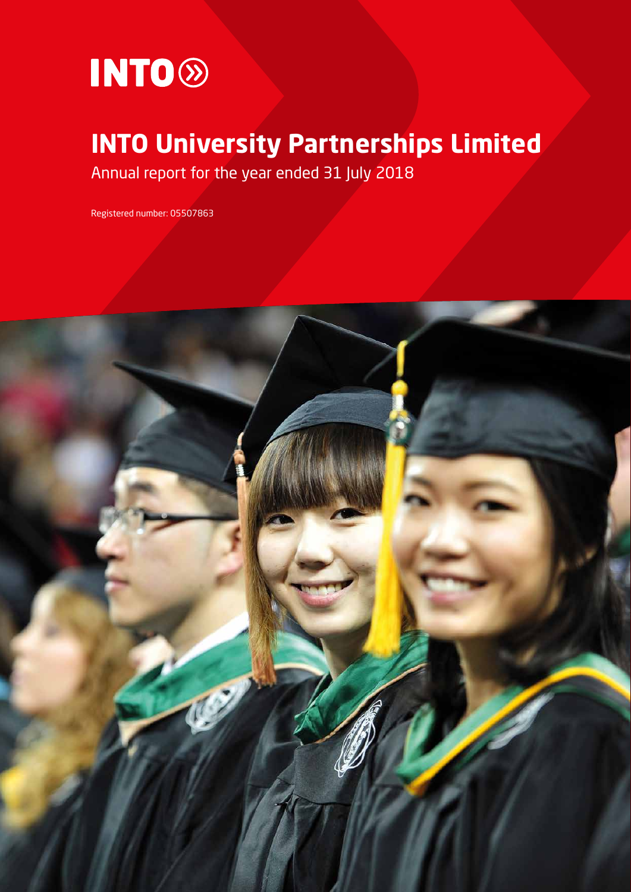INTO

# INTO University Partnerships Limited

Annual report for the year ended 31 July 2018

Registered number: 05507863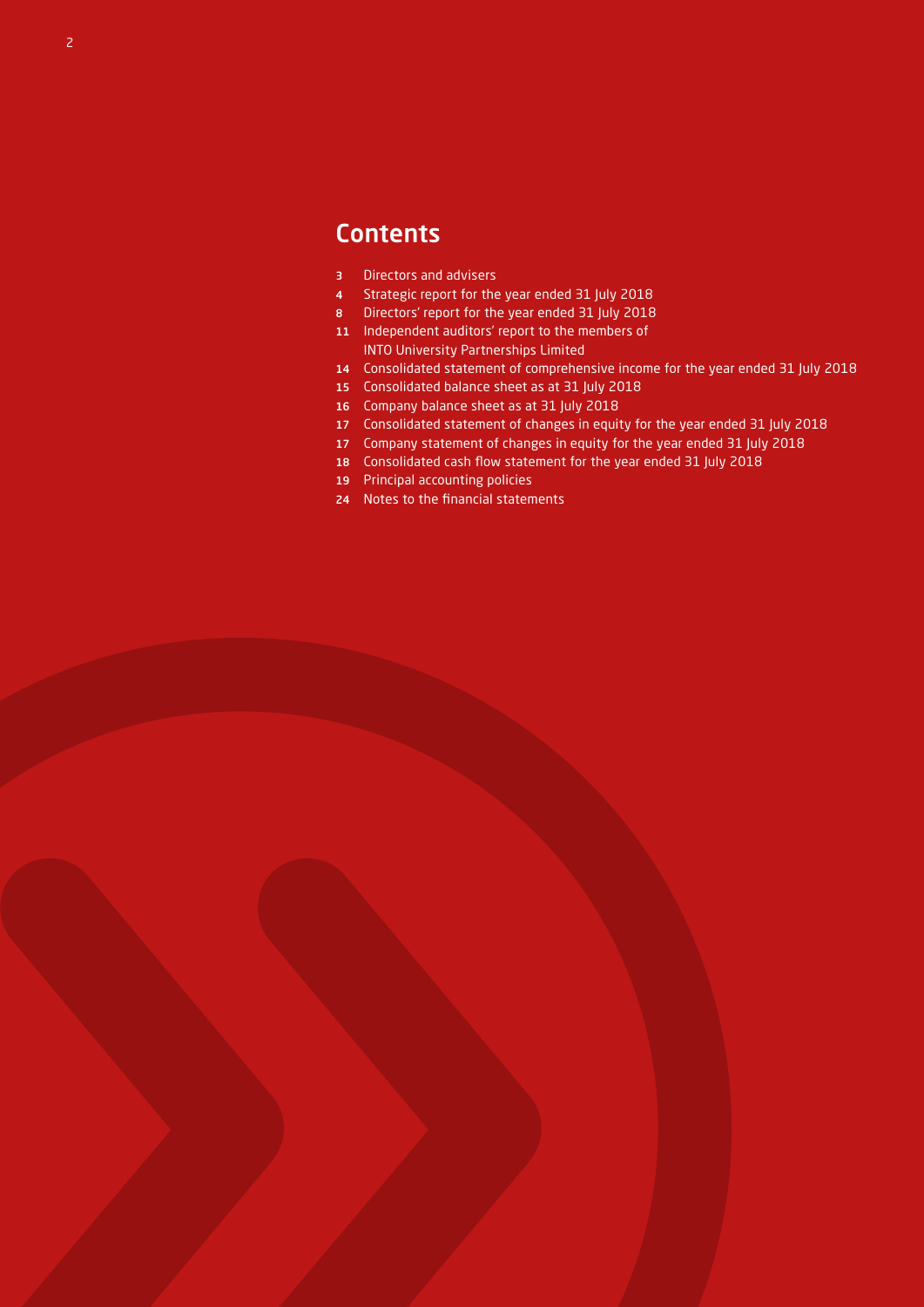# Contents

- 3 Directors and advisers
- 4 Strategic report for the year ended 31 July 2018
- 8 Directors' report for the year ended 31 July 2018
- 11 Independent auditors' report to the members of INTO University Partnerships Limited
- 14 Consolidated statement of comprehensive income for the year ended 31 July 2018
- 15 Consolidated balance sheet as at 31 July 2018
- 16 Company balance sheet as at 31 July 2018
- 17 Consolidated statement of changes in equity for the year ended 31 July 2018
- 17 Company statement of changes in equity for the year ended 31 July 2018
- 18 Consolidated cash flow statement for the year ended 31 July 2018
- 19 Principal accounting policies
- 24 Notes to the financial statements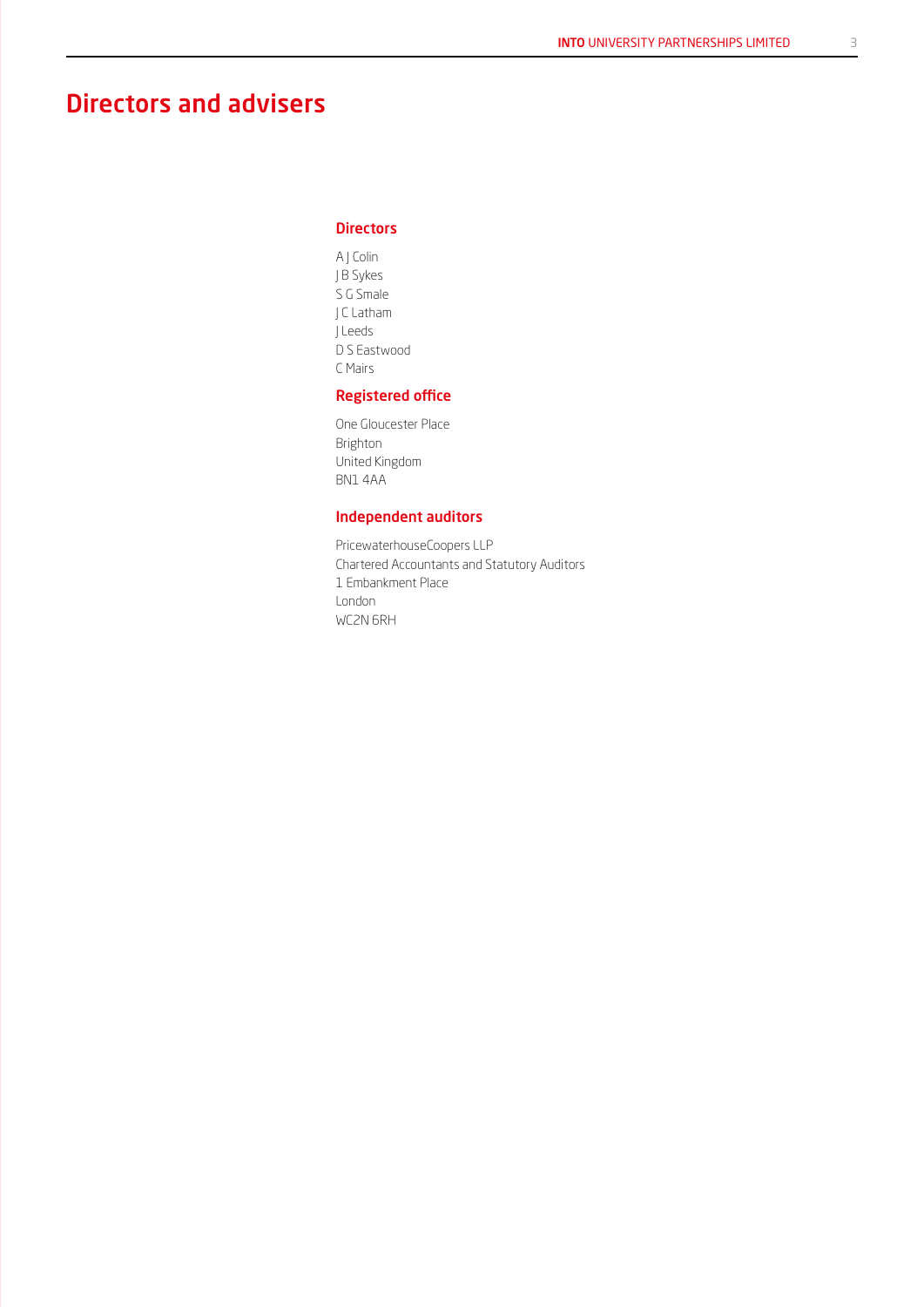# Directors and advisers

## Directors

A J Colin
J B Sykes
S G Smale
J C Latham
J Leeds
D S Eastwood
C Mairs

## Registered office

One Gloucester Place
Brighton
United Kingdom
BN1 4AA

## Independent auditors

PricewaterhouseCoopers LLP
Chartered Accountants and Statutory Auditors
1 Embankment Place
London
WC2N 6RH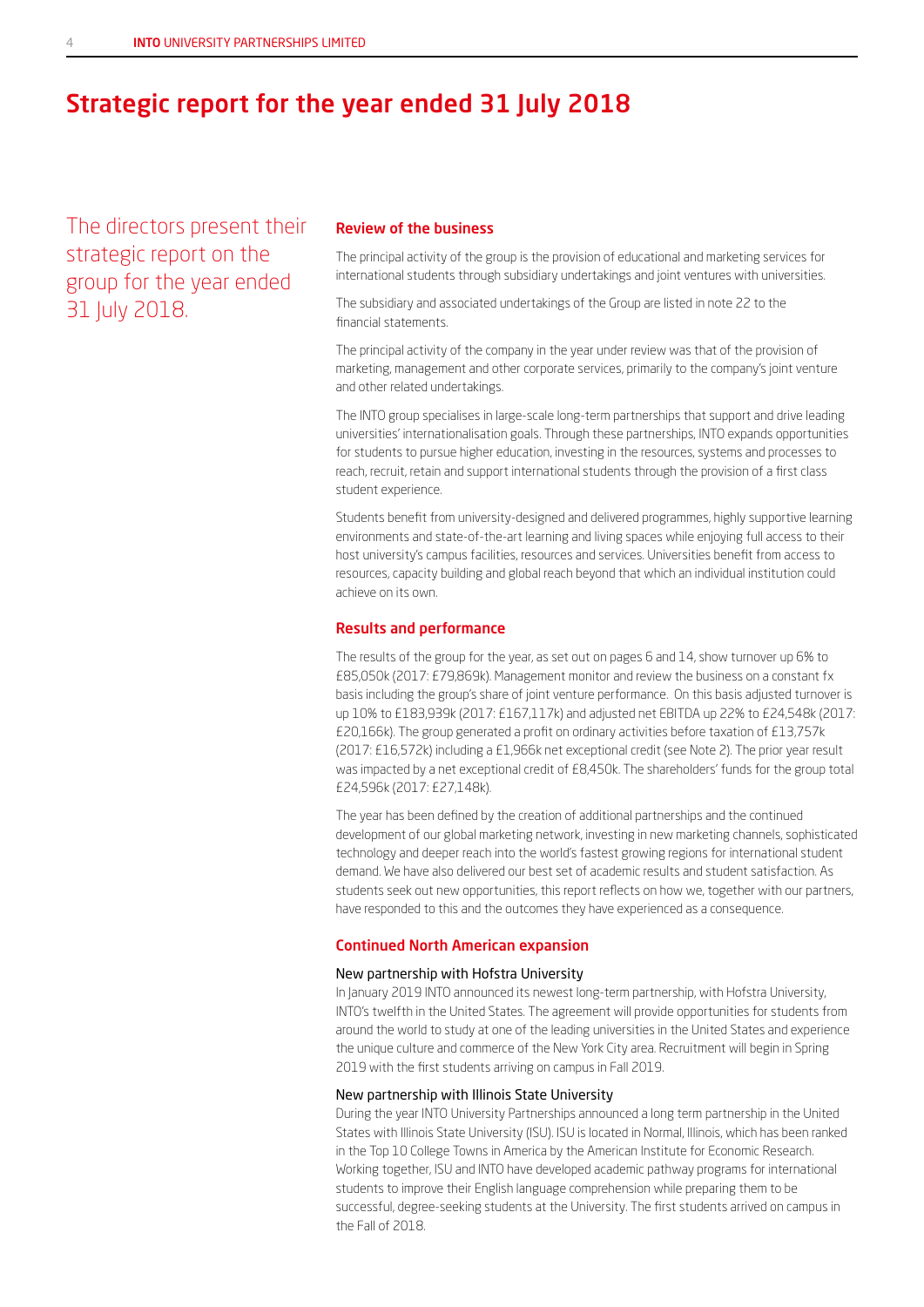# Strategic report for the year ended 31 July 2018

The directors present their strategic report on the group for the year ended 31 July 2018.

## Review of the business

The principal activity of the group is the provision of educational and marketing services for international students through subsidiary undertakings and joint ventures with universities.

The subsidiary and associated undertakings of the Group are listed in note 22 to the financial statements.

The principal activity of the company in the year under review was that of the provision of marketing, management and other corporate services, primarily to the company's joint venture and other related undertakings.

The INTO group specialises in large-scale long-term partnerships that support and drive leading universities' internationalisation goals. Through these partnerships, INTO expands opportunities for students to pursue higher education, investing in the resources, systems and processes to reach, recruit, retain and support international students through the provision of a first class student experience.

Students benefit from university-designed and delivered programmes, highly supportive learning environments and state-of-the-art learning and living spaces while enjoying full access to their host university's campus facilities, resources and services. Universities benefit from access to resources, capacity building and global reach beyond that which an individual institution could achieve on its own.

## Results and performance

The results of the group for the year, as set out on pages 6 and 14, show turnover up 6% to £85,050k (2017: £79,869k). Management monitor and review the business on a constant fx basis including the group's share of joint venture performance. On this basis adjusted turnover is up 10% to £183,939k (2017: £167,117k) and adjusted net EBITDA up 22% to £24,548k (2017: £20,166k). The group generated a profit on ordinary activities before taxation of £13,757k (2017: £16,572k) including a £1,966k net exceptional credit (see Note 2). The prior year result was impacted by a net exceptional credit of £8,450k. The shareholders' funds for the group total £24,596k (2017: £27,148k).

The year has been defined by the creation of additional partnerships and the continued development of our global marketing network, investing in new marketing channels, sophisticated technology and deeper reach into the world's fastest growing regions for international student demand. We have also delivered our best set of academic results and student satisfaction. As students seek out new opportunities, this report reflects on how we, together with our partners, have responded to this and the outcomes they have experienced as a consequence.

## Continued North American expansion

### New partnership with Hofstra University

In January 2019 INTO announced its newest long-term partnership, with Hofstra University, INTO's twelfth in the United States. The agreement will provide opportunities for students from around the world to study at one of the leading universities in the United States and experience the unique culture and commerce of the New York City area. Recruitment will begin in Spring 2019 with the first students arriving on campus in Fall 2019.

### New partnership with Illinois State University

During the year INTO University Partnerships announced a long term partnership in the United States with Illinois State University (ISU). ISU is located in Normal, Illinois, which has been ranked in the Top 10 College Towns in America by the American Institute for Economic Research. Working together, ISU and INTO have developed academic pathway programs for international students to improve their English language comprehension while preparing them to be successful, degree-seeking students at the University. The first students arrived on campus in the Fall of 2018.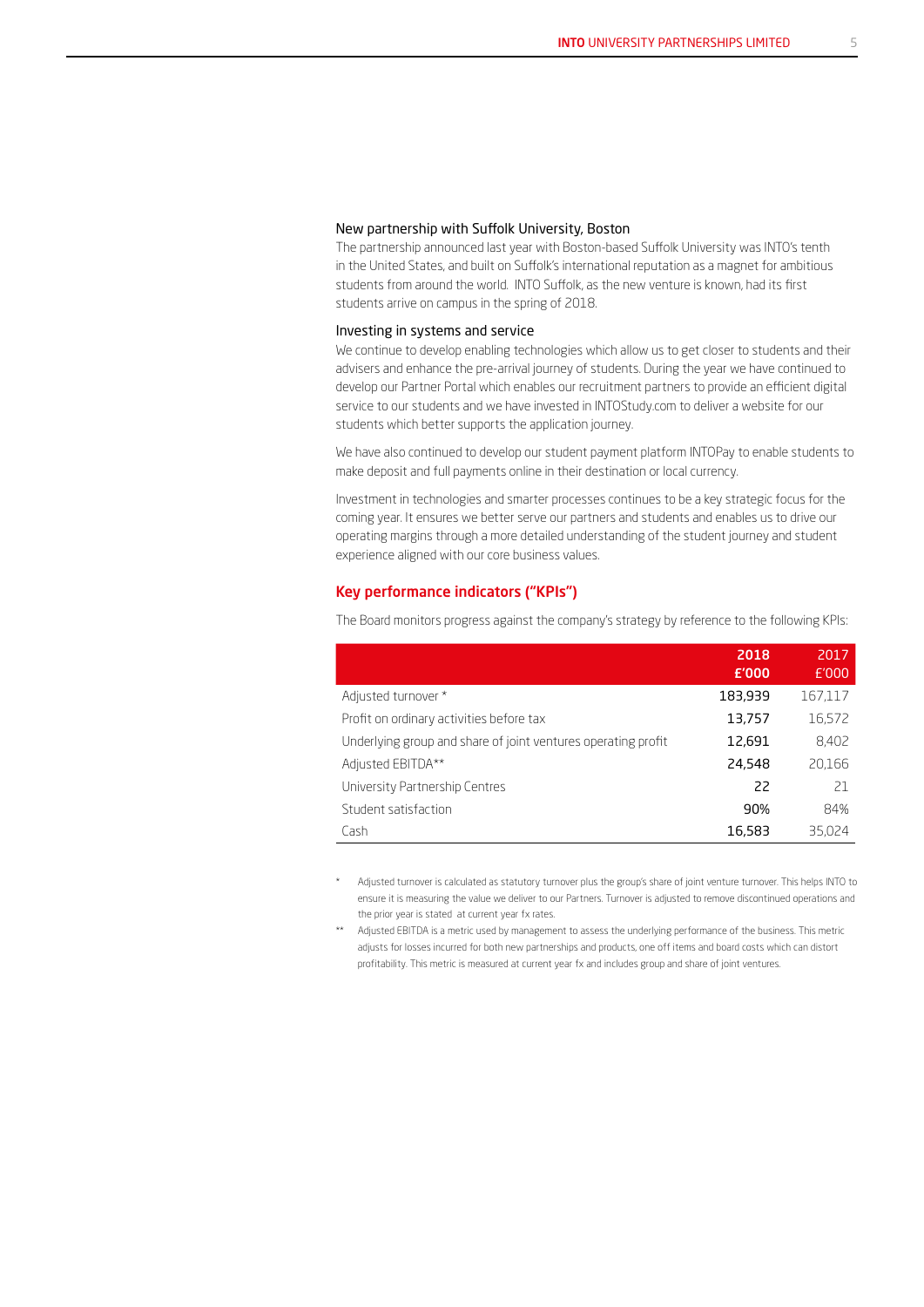### New partnership with Suffolk University, Boston

The partnership announced last year with Boston-based Suffolk University was INTO's tenth in the United States, and built on Suffolk's international reputation as a magnet for ambitious students from around the world. INTO Suffolk, as the new venture is known, had its first students arrive on campus in the spring of 2018.

### Investing in systems and service

We continue to develop enabling technologies which allow us to get closer to students and their advisers and enhance the pre-arrival journey of students. During the year we have continued to develop our Partner Portal which enables our recruitment partners to provide an efficient digital service to our students and we have invested in INTOStudy.com to deliver a website for our students which better supports the application journey.

We have also continued to develop our student payment platform INTOPay to enable students to make deposit and full payments online in their destination or local currency.

Investment in technologies and smarter processes continues to be a key strategic focus for the coming year. It ensures we better serve our partners and students and enables us to drive our operating margins through a more detailed understanding of the student journey and student experience aligned with our core business values.

## Key performance indicators ("KPIs")

The Board monitors progress against the company's strategy by reference to the following KPIs:

| | 2018 £'000 | 2017 £'000 |
|---|---|---|
| Adjusted turnover * | 183,939 | 167,117 |
| Profit on ordinary activities before tax | 13,757 | 16,572 |
| Underlying group and share of joint ventures operating profit | 12,691 | 8,402 |
| Adjusted EBITDA** | 24,548 | 20,166 |
| University Partnership Centres | 22 | 21 |
| Student satisfaction | 90% | 84% |
| Cash | 16,583 | 35,024 |

\* Adjusted turnover is calculated as statutory turnover plus the group's share of joint venture turnover. This helps INTO to ensure it is measuring the value we deliver to our Partners. Turnover is adjusted to remove discontinued operations and the prior year is stated at current year fx rates.

\** Adjusted EBITDA is a metric used by management to assess the underlying performance of the business. This metric adjusts for losses incurred for both new partnerships and products, one off items and board costs which can distort profitability. This metric is measured at current year fx and includes group and share of joint ventures.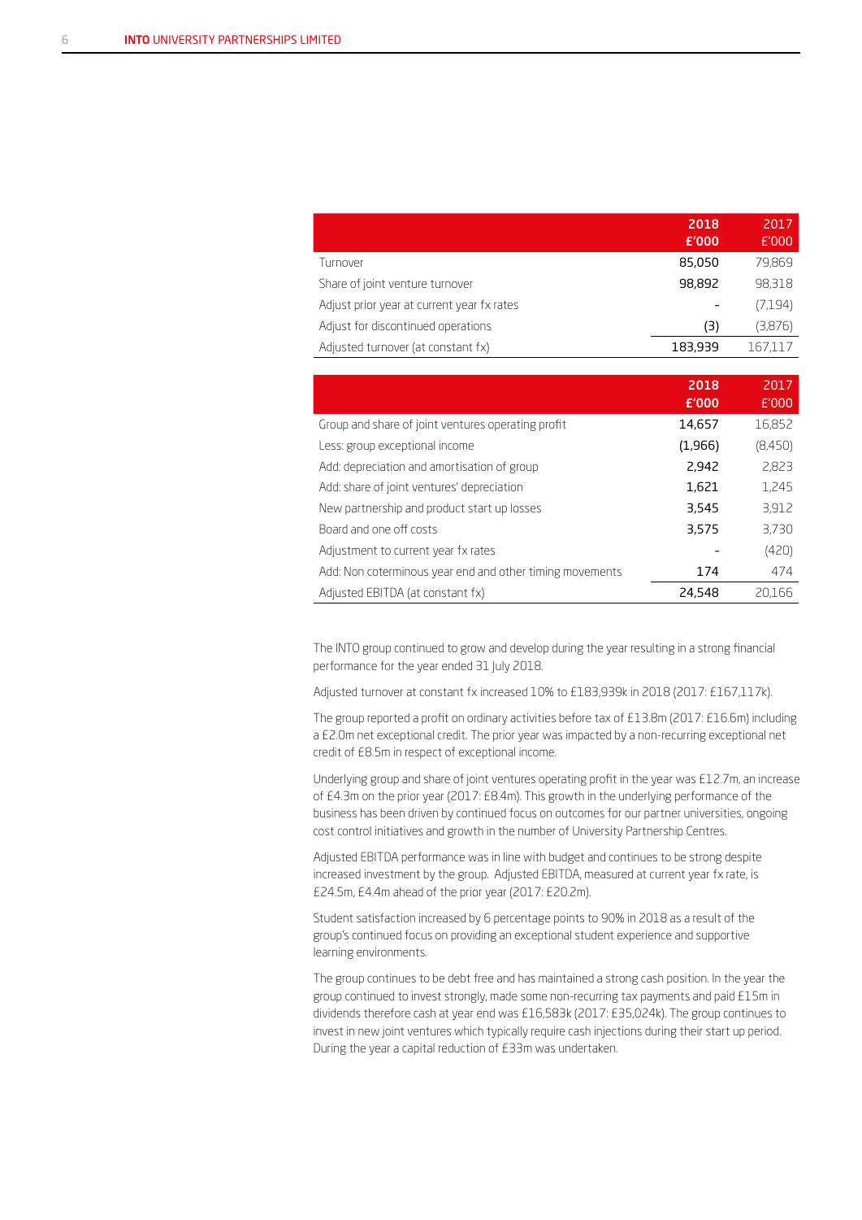| | 2018<br>£'000 | 2017<br>£'000 |
|---|---|---|
| Turnover | 85,050 | 79,869 |
| Share of joint venture turnover | 98,892 | 98,318 |
| Adjust prior year at current year fx rates | - | (7,194) |
| Adjust for discontinued operations | (3) | (3,876) |
| Adjusted turnover (at constant fx) | 183,939 | 167,117 |

| | 2018<br>£'000 | 2017<br>£'000 |
|---|---|---|
| Group and share of joint ventures operating profit | 14,657 | 16,852 |
| Less: group exceptional income | (1,966) | (8,450) |
| Add: depreciation and amortisation of group | 2,942 | 2,823 |
| Add: share of joint ventures' depreciation | 1,621 | 1,245 |
| New partnership and product start up losses | 3,545 | 3,912 |
| Board and one off costs | 3,575 | 3,730 |
| Adjustment to current year fx rates | - | (420) |
| Add: Non coterminous year end and other timing movements | 174 | 474 |
| Adjusted EBITDA (at constant fx) | 24,548 | 20,166 |

The INTO group continued to grow and develop during the year resulting in a strong financial performance for the year ended 31 July 2018.

Adjusted turnover at constant fx increased 10% to £183,939k in 2018 (2017: £167,117k).

The group reported a profit on ordinary activities before tax of £13.8m (2017: £16.6m) including a £2.0m net exceptional credit. The prior year was impacted by a non-recurring exceptional net credit of £8.5m in respect of exceptional income.

Underlying group and share of joint ventures operating profit in the year was £12.7m, an increase of £4.3m on the prior year (2017: £8.4m). This growth in the underlying performance of the business has been driven by continued focus on outcomes for our partner universities, ongoing cost control initiatives and growth in the number of University Partnership Centres.

Adjusted EBITDA performance was in line with budget and continues to be strong despite increased investment by the group. Adjusted EBITDA, measured at current year fx rate, is £24.5m, £4.4m ahead of the prior year (2017: £20.2m).

Student satisfaction increased by 6 percentage points to 90% in 2018 as a result of the group's continued focus on providing an exceptional student experience and supportive learning environments.

The group continues to be debt free and has maintained a strong cash position. In the year the group continued to invest strongly, made some non-recurring tax payments and paid £15m in dividends therefore cash at year end was £16,583k (2017: £35,024k). The group continues to invest in new joint ventures which typically require cash injections during their start up period. During the year a capital reduction of £33m was undertaken.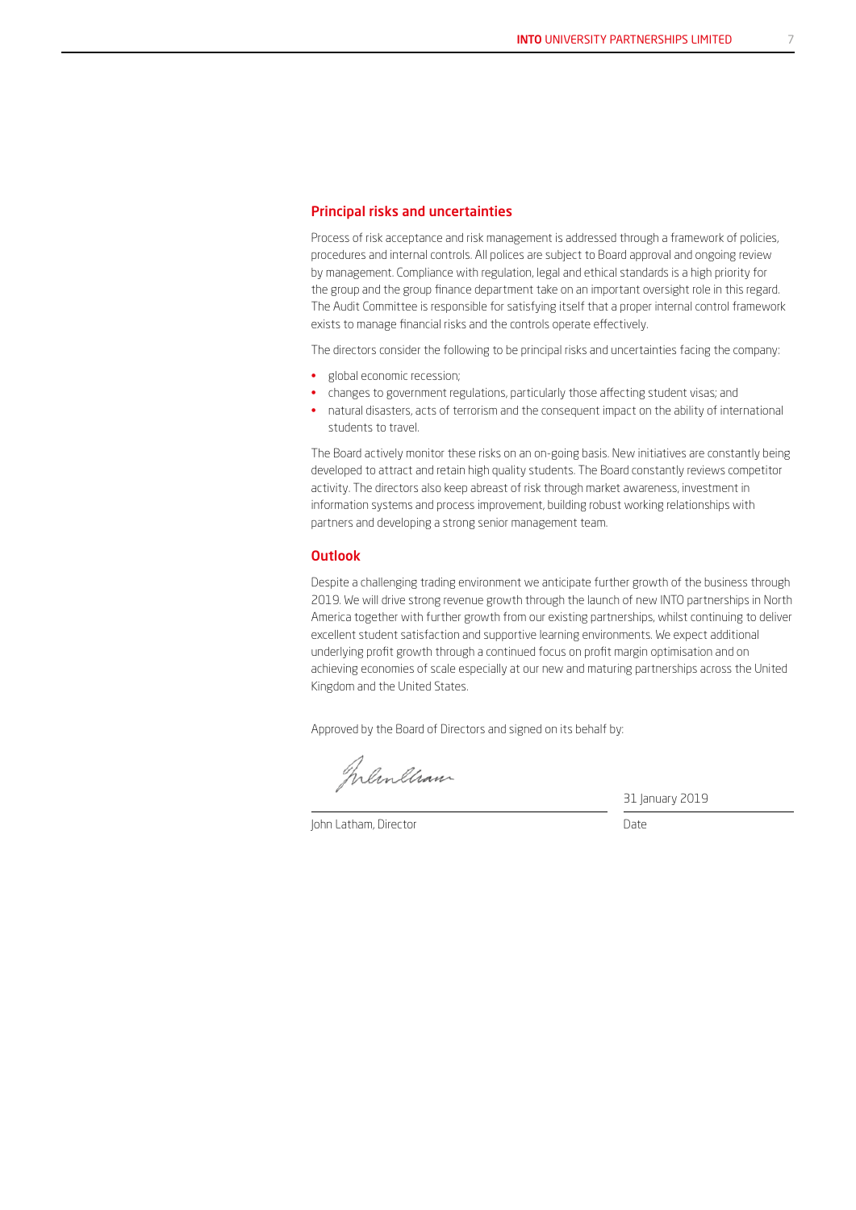## Principal risks and uncertainties

Process of risk acceptance and risk management is addressed through a framework of policies, procedures and internal controls. All polices are subject to Board approval and ongoing review by management. Compliance with regulation, legal and ethical standards is a high priority for the group and the group finance department take on an important oversight role in this regard. The Audit Committee is responsible for satisfying itself that a proper internal control framework exists to manage financial risks and the controls operate effectively.

The directors consider the following to be principal risks and uncertainties facing the company:

- global economic recession;
- changes to government regulations, particularly those affecting student visas; and
- natural disasters, acts of terrorism and the consequent impact on the ability of international students to travel.

The Board actively monitor these risks on an on-going basis. New initiatives are constantly being developed to attract and retain high quality students. The Board constantly reviews competitor activity. The directors also keep abreast of risk through market awareness, investment in information systems and process improvement, building robust working relationships with partners and developing a strong senior management team.

## Outlook

Despite a challenging trading environment we anticipate further growth of the business through 2019. We will drive strong revenue growth through the launch of new INTO partnerships in North America together with further growth from our existing partnerships, whilst continuing to deliver excellent student satisfaction and supportive learning environments. We expect additional underlying profit growth through a continued focus on profit margin optimisation and on achieving economies of scale especially at our new and maturing partnerships across the United Kingdom and the United States.

Approved by the Board of Directors and signed on its behalf by:

John Latham, Director

31 January 2019

Date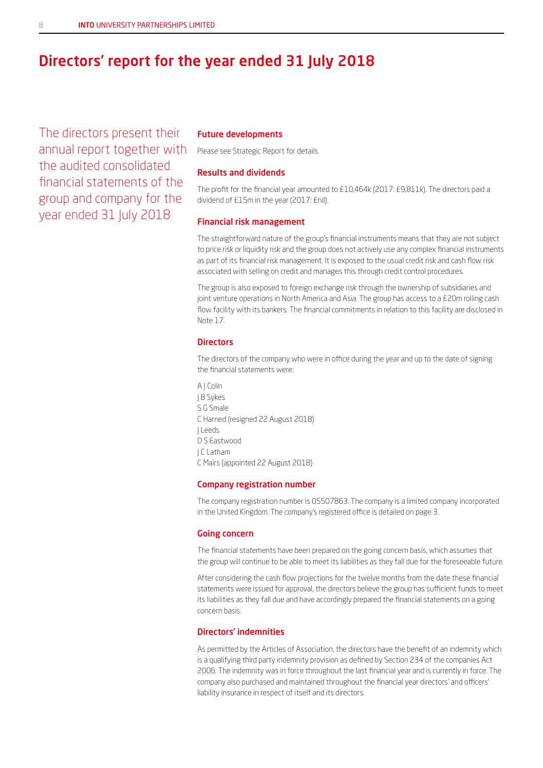# Directors' report for the year ended 31 July 2018

The directors present their annual report together with the audited consolidated financial statements of the group and company for the year ended 31 July 2018

## Future developments

Please see Strategic Report for details.

## Results and dividends

The profit for the financial year amounted to £10,464k (2017: £9,811k). The directors paid a dividend of £15m in the year (2017: £nil).

## Financial risk management

The straightforward nature of the group's financial instruments means that they are not subject to price risk or liquidity risk and the group does not actively use any complex financial instruments as part of its financial risk management. It is exposed to the usual credit risk and cash flow risk associated with selling on credit and manages this through credit control procedures.

The group is also exposed to foreign exchange risk through the ownership of subsidiaries and joint venture operations in North America and Asia. The group has access to a £20m rolling cash flow facility with its bankers. The financial commitments in relation to this facility are disclosed in Note 17.

## Directors

The directors of the company who were in office during the year and up to the date of signing the financial statements were:

A J Colin
J B Sykes
S G Smale
C Harned (resigned 22 August 2018)
J Leeds
D S Eastwood
J C Latham
C Mairs (appointed 22 August 2018)

## Company registration number

The company registration number is 05507863. The company is a limited company incorporated in the United Kingdom. The company's registered office is detailed on page 3.

## Going concern

The financial statements have been prepared on the going concern basis, which assumes that the group will continue to be able to meet its liabilities as they fall due for the foreseeable future.

After considering the cash flow projections for the twelve months from the date these financial statements were issued for approval, the directors believe the group has sufficient funds to meet its liabilities as they fall due and have accordingly prepared the financial statements on a going concern basis.

## Directors' indemnities

As permitted by the Articles of Association, the directors have the benefit of an indemnity which is a qualifying third party indemnity provision as defined by Section 234 of the companies Act 2006. The indemnity was in force throughout the last financial year and is currently in force. The company also purchased and maintained throughout the financial year directors' and officers' liability insurance in respect of itself and its directors.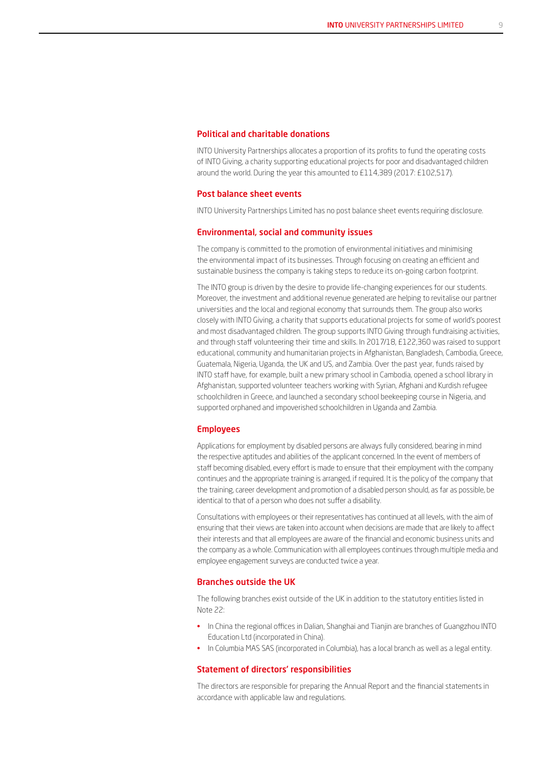## Political and charitable donations

INTO University Partnerships allocates a proportion of its profits to fund the operating costs of INTO Giving, a charity supporting educational projects for poor and disadvantaged children around the world. During the year this amounted to £114,389 (2017: £102,517).

## Post balance sheet events

INTO University Partnerships Limited has no post balance sheet events requiring disclosure.

## Environmental, social and community issues

The company is committed to the promotion of environmental initiatives and minimising the environmental impact of its businesses. Through focusing on creating an efficient and sustainable business the company is taking steps to reduce its on-going carbon footprint.

The INTO group is driven by the desire to provide life-changing experiences for our students. Moreover, the investment and additional revenue generated are helping to revitalise our partner universities and the local and regional economy that surrounds them. The group also works closely with INTO Giving, a charity that supports educational projects for some of world's poorest and most disadvantaged children. The group supports INTO Giving through fundraising activities, and through staff volunteering their time and skills. In 2017/18, £122,360 was raised to support educational, community and humanitarian projects in Afghanistan, Bangladesh, Cambodia, Greece, Guatemala, Nigeria, Uganda, the UK and US, and Zambia. Over the past year, funds raised by INTO staff have, for example, built a new primary school in Cambodia, opened a school library in Afghanistan, supported volunteer teachers working with Syrian, Afghani and Kurdish refugee schoolchildren in Greece, and launched a secondary school beekeeping course in Nigeria, and supported orphaned and impoverished schoolchildren in Uganda and Zambia.

## Employees

Applications for employment by disabled persons are always fully considered, bearing in mind the respective aptitudes and abilities of the applicant concerned. In the event of members of staff becoming disabled, every effort is made to ensure that their employment with the company continues and the appropriate training is arranged, if required. It is the policy of the company that the training, career development and promotion of a disabled person should, as far as possible, be identical to that of a person who does not suffer a disability.

Consultations with employees or their representatives has continued at all levels, with the aim of ensuring that their views are taken into account when decisions are made that are likely to affect their interests and that all employees are aware of the financial and economic business units and the company as a whole. Communication with all employees continues through multiple media and employee engagement surveys are conducted twice a year.

## Branches outside the UK

The following branches exist outside of the UK in addition to the statutory entities listed in Note 22:

- In China the regional offices in Dalian, Shanghai and Tianjin are branches of Guangzhou INTO Education Ltd (incorporated in China).
- In Columbia MAS SAS (incorporated in Columbia), has a local branch as well as a legal entity.

## Statement of directors' responsibilities

The directors are responsible for preparing the Annual Report and the financial statements in accordance with applicable law and regulations.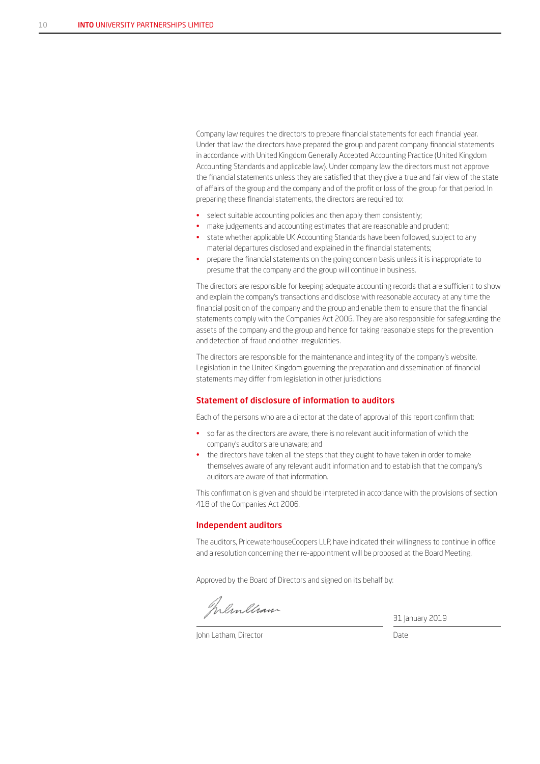Company law requires the directors to prepare financial statements for each financial year. Under that law the directors have prepared the group and parent company financial statements in accordance with United Kingdom Generally Accepted Accounting Practice (United Kingdom Accounting Standards and applicable law). Under company law the directors must not approve the financial statements unless they are satisfied that they give a true and fair view of the state of affairs of the group and the company and of the profit or loss of the group for that period. In preparing these financial statements, the directors are required to:

- select suitable accounting policies and then apply them consistently;
- make judgements and accounting estimates that are reasonable and prudent;
- state whether applicable UK Accounting Standards have been followed, subject to any material departures disclosed and explained in the financial statements;
- prepare the financial statements on the going concern basis unless it is inappropriate to presume that the company and the group will continue in business.

The directors are responsible for keeping adequate accounting records that are sufficient to show and explain the company's transactions and disclose with reasonable accuracy at any time the financial position of the company and the group and enable them to ensure that the financial statements comply with the Companies Act 2006. They are also responsible for safeguarding the assets of the company and the group and hence for taking reasonable steps for the prevention and detection of fraud and other irregularities.

The directors are responsible for the maintenance and integrity of the company's website. Legislation in the United Kingdom governing the preparation and dissemination of financial statements may differ from legislation in other jurisdictions.

## Statement of disclosure of information to auditors

Each of the persons who are a director at the date of approval of this report confirm that:

- so far as the directors are aware, there is no relevant audit information of which the company's auditors are unaware; and
- the directors have taken all the steps that they ought to have taken in order to make themselves aware of any relevant audit information and to establish that the company's auditors are aware of that information.

This confirmation is given and should be interpreted in accordance with the provisions of section 418 of the Companies Act 2006.

## Independent auditors

The auditors, PricewaterhouseCoopers LLP, have indicated their willingness to continue in office and a resolution concerning their re-appointment will be proposed at the Board Meeting.

Approved by the Board of Directors and signed on its behalf by:

John Latham, Director

31 January 2019

Date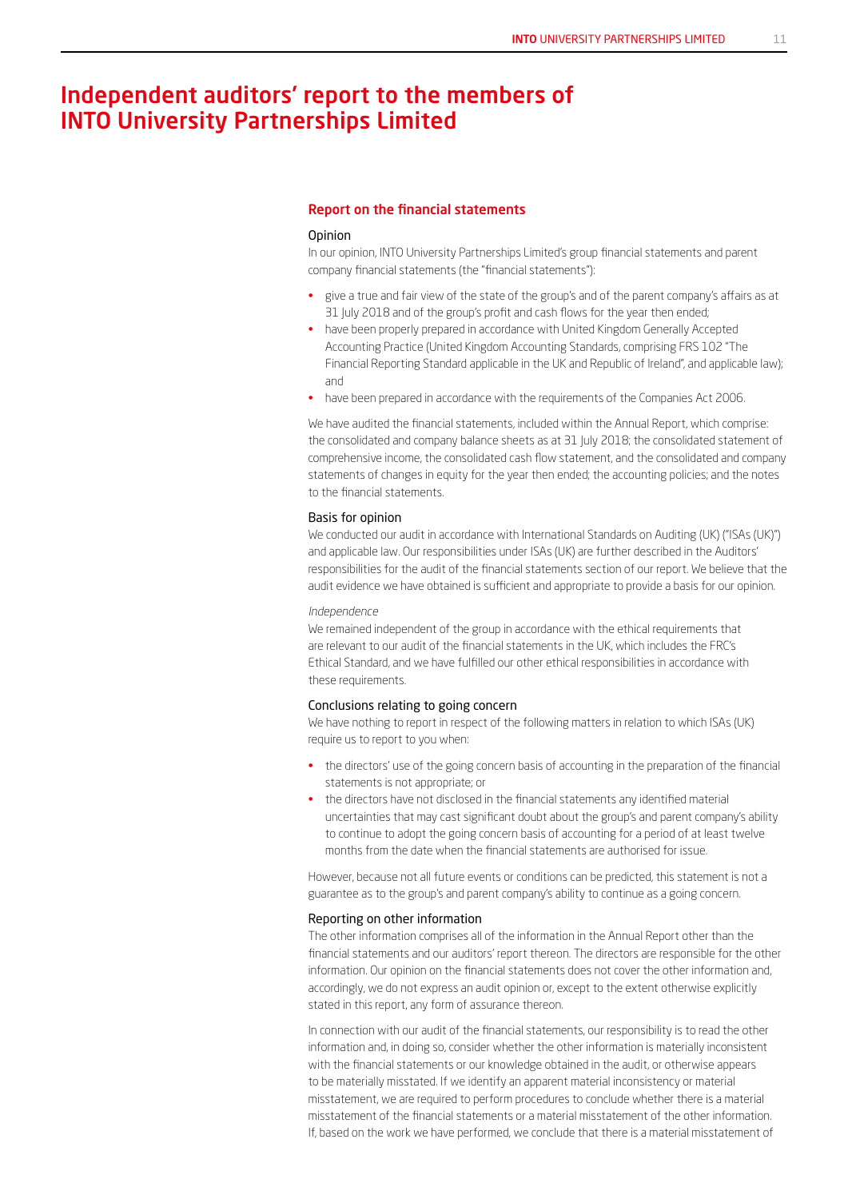# Independent auditors' report to the members of INTO University Partnerships Limited

## Report on the financial statements

### Opinion

In our opinion, INTO University Partnerships Limited's group financial statements and parent company financial statements (the "financial statements"):

- give a true and fair view of the state of the group's and of the parent company's affairs as at 31 July 2018 and of the group's profit and cash flows for the year then ended;
- have been properly prepared in accordance with United Kingdom Generally Accepted Accounting Practice (United Kingdom Accounting Standards, comprising FRS 102 "The Financial Reporting Standard applicable in the UK and Republic of Ireland", and applicable law); and
- have been prepared in accordance with the requirements of the Companies Act 2006.

We have audited the financial statements, included within the Annual Report, which comprise: the consolidated and company balance sheets as at 31 July 2018; the consolidated statement of comprehensive income, the consolidated cash flow statement, and the consolidated and company statements of changes in equity for the year then ended; the accounting policies; and the notes to the financial statements.

### Basis for opinion

We conducted our audit in accordance with International Standards on Auditing (UK) ("ISAs (UK)") and applicable law. Our responsibilities under ISAs (UK) are further described in the Auditors' responsibilities for the audit of the financial statements section of our report. We believe that the audit evidence we have obtained is sufficient and appropriate to provide a basis for our opinion.

*Independence*

We remained independent of the group in accordance with the ethical requirements that are relevant to our audit of the financial statements in the UK, which includes the FRC's Ethical Standard, and we have fulfilled our other ethical responsibilities in accordance with these requirements.

### Conclusions relating to going concern

We have nothing to report in respect of the following matters in relation to which ISAs (UK) require us to report to you when:

- the directors' use of the going concern basis of accounting in the preparation of the financial statements is not appropriate; or
- the directors have not disclosed in the financial statements any identified material uncertainties that may cast significant doubt about the group's and parent company's ability to continue to adopt the going concern basis of accounting for a period of at least twelve months from the date when the financial statements are authorised for issue.

However, because not all future events or conditions can be predicted, this statement is not a guarantee as to the group's and parent company's ability to continue as a going concern.

### Reporting on other information

The other information comprises all of the information in the Annual Report other than the financial statements and our auditors' report thereon. The directors are responsible for the other information. Our opinion on the financial statements does not cover the other information and, accordingly, we do not express an audit opinion or, except to the extent otherwise explicitly stated in this report, any form of assurance thereon.

In connection with our audit of the financial statements, our responsibility is to read the other information and, in doing so, consider whether the other information is materially inconsistent with the financial statements or our knowledge obtained in the audit, or otherwise appears to be materially misstated. If we identify an apparent material inconsistency or material misstatement, we are required to perform procedures to conclude whether there is a material misstatement of the financial statements or a material misstatement of the other information. If, based on the work we have performed, we conclude that there is a material misstatement of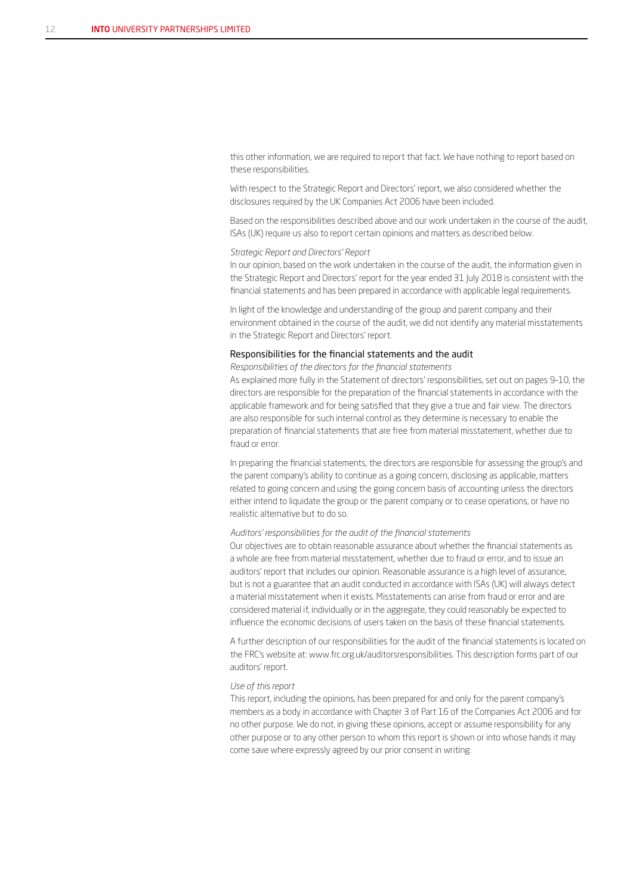this other information, we are required to report that fact. We have nothing to report based on these responsibilities.

With respect to the Strategic Report and Directors' report, we also considered whether the disclosures required by the UK Companies Act 2006 have been included.

Based on the responsibilities described above and our work undertaken in the course of the audit, ISAs (UK) require us also to report certain opinions and matters as described below.

*Strategic Report and Directors' Report*

In our opinion, based on the work undertaken in the course of the audit, the information given in the Strategic Report and Directors' report for the year ended 31 July 2018 is consistent with the financial statements and has been prepared in accordance with applicable legal requirements.

In light of the knowledge and understanding of the group and parent company and their environment obtained in the course of the audit, we did not identify any material misstatements in the Strategic Report and Directors' report.

## Responsibilities for the financial statements and the audit

*Responsibilities of the directors for the financial statements*

As explained more fully in the Statement of directors' responsibilities, set out on pages 9–10, the directors are responsible for the preparation of the financial statements in accordance with the applicable framework and for being satisfied that they give a true and fair view. The directors are also responsible for such internal control as they determine is necessary to enable the preparation of financial statements that are free from material misstatement, whether due to fraud or error.

In preparing the financial statements, the directors are responsible for assessing the group's and the parent company's ability to continue as a going concern, disclosing as applicable, matters related to going concern and using the going concern basis of accounting unless the directors either intend to liquidate the group or the parent company or to cease operations, or have no realistic alternative but to do so.

*Auditors' responsibilities for the audit of the financial statements*

Our objectives are to obtain reasonable assurance about whether the financial statements as a whole are free from material misstatement, whether due to fraud or error, and to issue an auditors' report that includes our opinion. Reasonable assurance is a high level of assurance, but is not a guarantee that an audit conducted in accordance with ISAs (UK) will always detect a material misstatement when it exists. Misstatements can arise from fraud or error and are considered material if, individually or in the aggregate, they could reasonably be expected to influence the economic decisions of users taken on the basis of these financial statements.

A further description of our responsibilities for the audit of the financial statements is located on the FRC's website at: www.frc.org.uk/auditorsresponsibilities. This description forms part of our auditors' report.

*Use of this report*

This report, including the opinions, has been prepared for and only for the parent company's members as a body in accordance with Chapter 3 of Part 16 of the Companies Act 2006 and for no other purpose. We do not, in giving these opinions, accept or assume responsibility for any other purpose or to any other person to whom this report is shown or into whose hands it may come save where expressly agreed by our prior consent in writing.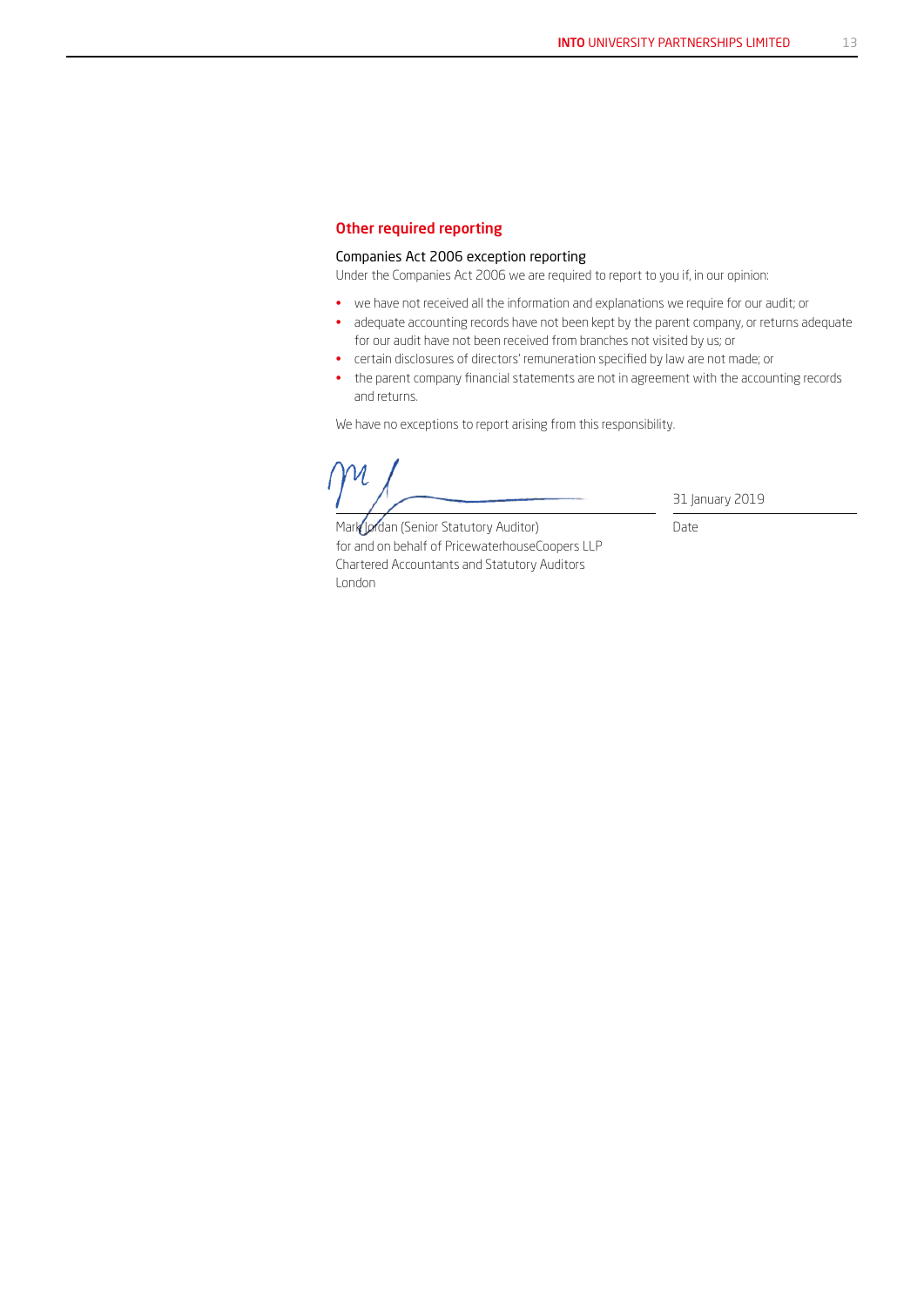## Other required reporting

### Companies Act 2006 exception reporting

Under the Companies Act 2006 we are required to report to you if, in our opinion:

- we have not received all the information and explanations we require for our audit; or
- adequate accounting records have not been kept by the parent company, or returns adequate for our audit have not been received from branches not visited by us; or
- certain disclosures of directors' remuneration specified by law are not made; or
- the parent company financial statements are not in agreement with the accounting records and returns.

We have no exceptions to report arising from this responsibility.

Mark Jordan (Senior Statutory Auditor)
for and on behalf of PricewaterhouseCoopers LLP
Chartered Accountants and Statutory Auditors
London

31 January 2019
Date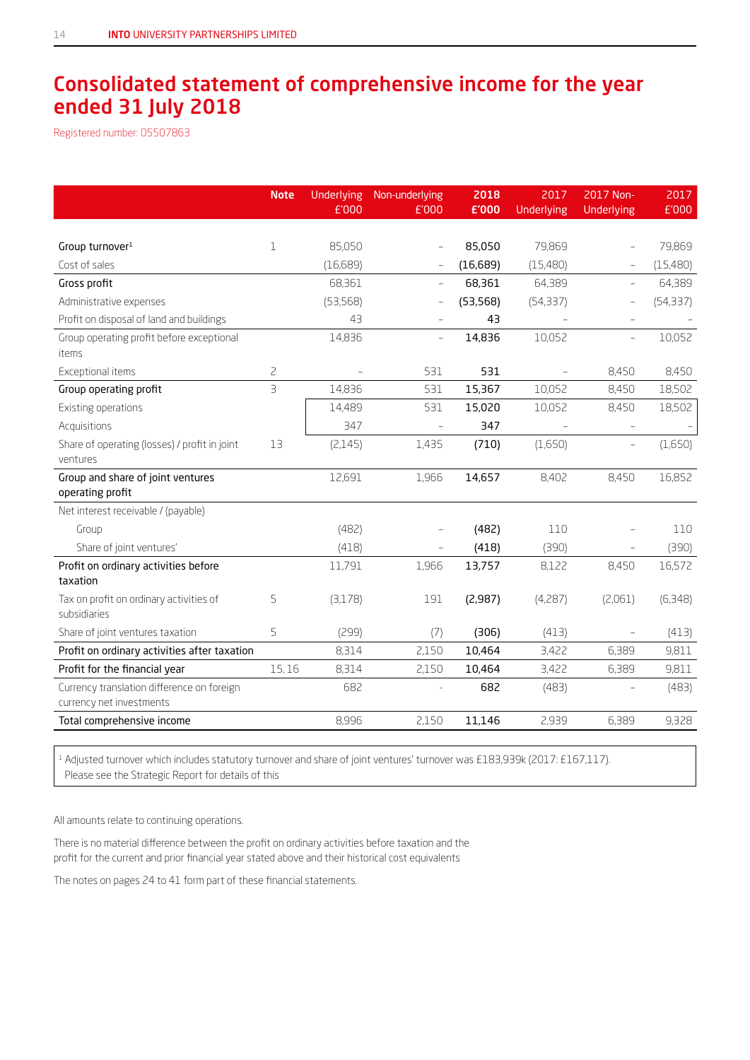# Consolidated statement of comprehensive income for the year ended 31 July 2018

Registered number: 05507863

| | Note | Underlying £'000 | Non-underlying £'000 | **2018 £'000** | 2017 Underlying | 2017 Non-Underlying | 2017 £'000 |
|---|---|---|---|---|---|---|---|
| Group turnover[1] | 1 | 85,050 | – | **85,050** | 79,869 | – | 79,869 |
| Cost of sales | | (16,689) | – | **(16,689)** | (15,480) | – | (15,480) |
| Gross profit | | 68,361 | – | **68,361** | 64,389 | – | 64,389 |
| Administrative expenses | | (53,568) | – | **(53,568)** | (54,337) | – | (54,337) |
| Profit on disposal of land and buildings | | 43 | – | **43** | – | – | - |
| Group operating profit before exceptional items | | 14,836 | – | **14,836** | 10,052 | – | 10,052 |
| Exceptional items | 2 | – | 531 | **531** | – | 8,450 | 8,450 |
| Group operating profit | 3 | 14,836 | 531 | **15,367** | 10,052 | 8,450 | 18,502 |
| Existing operations | | 14,489 | 531 | **15,020** | 10,052 | 8,450 | 18,502 |
| Acquisitions | | 347 | – | **347** | – | – | - |
| Share of operating (losses) / profit in joint ventures | 13 | (2,145) | 1,435 | **(710)** | (1,650) | – | (1,650) |
| Group and share of joint ventures operating profit | | 12,691 | 1,966 | **14,657** | 8,402 | 8,450 | 16,852 |
| Net interest receivable / (payable) | | | | | | | |
| Group | | (482) | – | **(482)** | 110 | – | 110 |
| Share of joint ventures' | | (418) | – | **(418)** | (390) | – | (390) |
| Profit on ordinary activities before taxation | | 11,791 | 1,966 | **13,757** | 8,122 | 8,450 | 16,572 |
| Tax on profit on ordinary activities of subsidiaries | 5 | (3,178) | 191 | **(2,987)** | (4,287) | (2,061) | (6,348) |
| Share of joint ventures taxation | 5 | (299) | (7) | **(306)** | (413) | – | (413) |
| Profit on ordinary activities after taxation | | 8,314 | 2,150 | **10,464** | 3,422 | 6,389 | 9,811 |
| Profit for the financial year | 15, 16 | 8,314 | 2,150 | **10,464** | 3,422 | 6,389 | 9,811 |
| Currency translation difference on foreign currency net investments | | 682 | - | **682** | (483) | – | (483) |
| Total comprehensive income | | 8,996 | 2,150 | **11,146** | 2,939 | 6,389 | 9,328 |

[1] Adjusted turnover which includes statutory turnover and share of joint ventures' turnover was £183,939k (2017: £167,117). Please see the Strategic Report for details of this

All amounts relate to continuing operations.

There is no material difference between the profit on ordinary activities before taxation and the profit for the current and prior financial year stated above and their historical cost equivalents

The notes on pages 24 to 41 form part of these financial statements.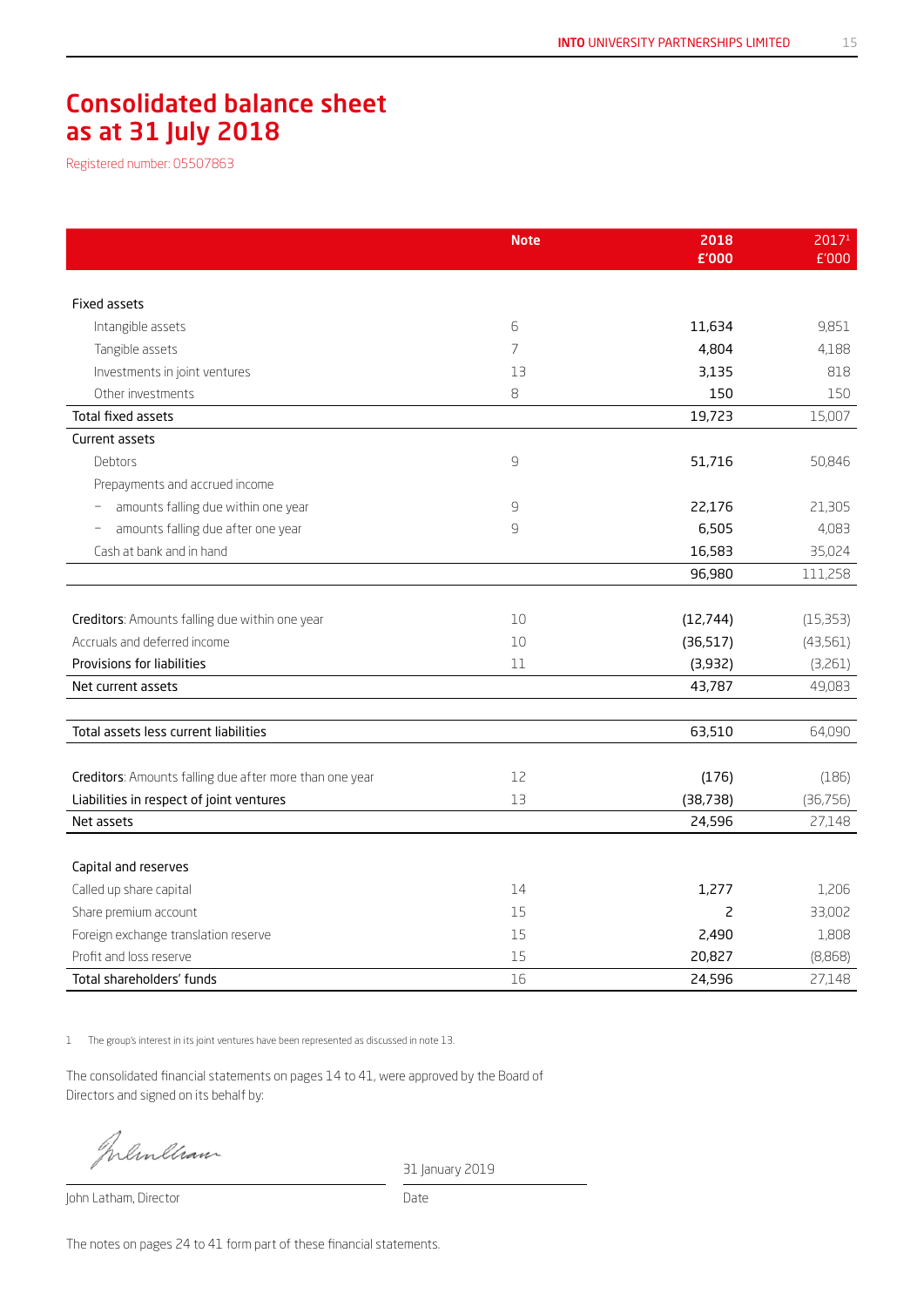# Consolidated balance sheet as at 31 July 2018

Registered number: 05507863

| | Note | 2018 £'000 | 2017[1] £'000 |
|---|---|---|---|
| **Fixed assets** | | | |
| Intangible assets | 6 | 11,634 | 9,851 |
| Tangible assets | 7 | 4,804 | 4,188 |
| Investments in joint ventures | 13 | 3,135 | 818 |
| Other investments | 8 | 150 | 150 |
| Total fixed assets | | 19,723 | 15,007 |
| **Current assets** | | | |
| Debtors | 9 | 51,716 | 50,846 |
| Prepayments and accrued income | | | |
| – amounts falling due within one year | 9 | 22,176 | 21,305 |
| – amounts falling due after one year | 9 | 6,505 | 4,083 |
| Cash at bank and in hand | | 16,583 | 35,024 |
| | | 96,980 | 111,258 |
| **Creditors**: Amounts falling due within one year | 10 | (12,744) | (15,353) |
| Accruals and deferred income | 10 | (36,517) | (43,561) |
| Provisions for liabilities | 11 | (3,932) | (3,261) |
| Net current assets | | 43,787 | 49,083 |
| Total assets less current liabilities | | 63,510 | 64,090 |
| **Creditors**: Amounts falling due after more than one year | 12 | (176) | (186) |
| Liabilities in respect of joint ventures | 13 | (38,738) | (36,756) |
| Net assets | | 24,596 | 27,148 |
| **Capital and reserves** | | | |
| Called up share capital | 14 | 1,277 | 1,206 |
| Share premium account | 15 | 2 | 33,002 |
| Foreign exchange translation reserve | 15 | 2,490 | 1,808 |
| Profit and loss reserve | 15 | 20,827 | (8,868) |
| Total shareholders' funds | 16 | 24,596 | 27,148 |

1 The group's interest in its joint ventures have been represented as discussed in note 13.

The consolidated financial statements on pages 14 to 41, were approved by the Board of Directors and signed on its behalf by:

John Latham, Director

31 January 2019

Date

The notes on pages 24 to 41 form part of these financial statements.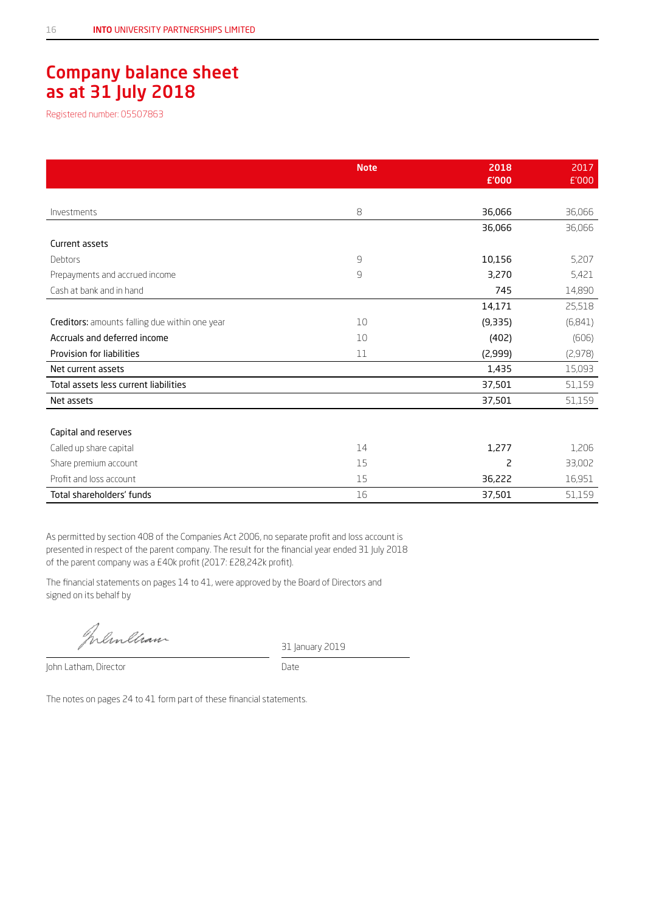# Company balance sheet as at 31 July 2018

Registered number: 05507863

| | Note | 2018 £'000 | 2017 £'000 |
|---|---|---|---|
| Investments | 8 | 36,066 | 36,066 |
| | | 36,066 | 36,066 |
| Current assets | | | |
| Debtors | 9 | 10,156 | 5,207 |
| Prepayments and accrued income | 9 | 3,270 | 5,421 |
| Cash at bank and in hand | | 745 | 14,890 |
| | | 14,171 | 25,518 |
| **Creditors:** amounts falling due within one year | 10 | (9,335) | (6,841) |
| Accruals and deferred income | 10 | (402) | (606) |
| Provision for liabilities | 11 | (2,999) | (2,978) |
| Net current assets | | 1,435 | 15,093 |
| Total assets less current liabilities | | 37,501 | 51,159 |
| Net assets | | 37,501 | 51,159 |
| | | | |
| Capital and reserves | | | |
| Called up share capital | 14 | 1,277 | 1,206 |
| Share premium account | 15 | 2 | 33,002 |
| Profit and loss account | 15 | 36,222 | 16,951 |
| Total shareholders' funds | 16 | 37,501 | 51,159 |

As permitted by section 408 of the Companies Act 2006, no separate profit and loss account is presented in respect of the parent company. The result for the financial year ended 31 July 2018 of the parent company was a £40k profit (2017: £28,242k profit).

The financial statements on pages 14 to 41, were approved by the Board of Directors and signed on its behalf by

John Latham, Director

Date: 31 January 2019

The notes on pages 24 to 41 form part of these financial statements.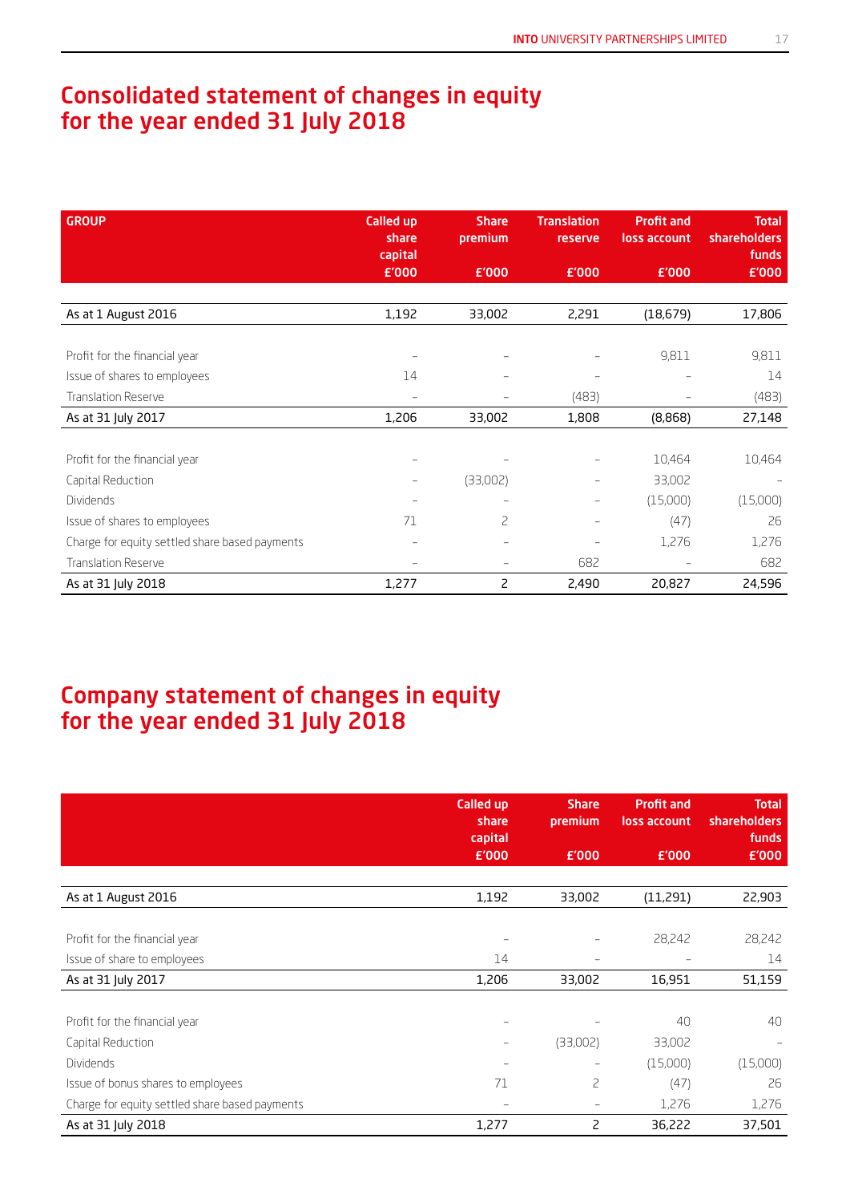# Consolidated statement of changes in equity for the year ended 31 July 2018

| GROUP | Called up share capital £'000 | Share premium £'000 | Translation reserve £'000 | Profit and loss account £'000 | Total shareholders funds £'000 |
|---|---|---|---|---|---|
| As at 1 August 2016 | 1,192 | 33,002 | 2,291 | (18,679) | 17,806 |
| Profit for the financial year | – | – | – | 9,811 | 9,811 |
| Issue of shares to employees | 14 | – | – | – | 14 |
| Translation Reserve | – | – | (483) | – | (483) |
| As at 31 July 2017 | 1,206 | 33,002 | 1,808 | (8,868) | 27,148 |
| Profit for the financial year | – | – | – | 10,464 | 10,464 |
| Capital Reduction | – | (33,002) | – | 33,002 | – |
| Dividends | – | – | – | (15,000) | (15,000) |
| Issue of shares to employees | 71 | 2 | – | (47) | 26 |
| Charge for equity settled share based payments | – | – | – | 1,276 | 1,276 |
| Translation Reserve | – | – | 682 | – | 682 |
| As at 31 July 2018 | 1,277 | 2 | 2,490 | 20,827 | 24,596 |

# Company statement of changes in equity for the year ended 31 July 2018

| | Called up share capital £'000 | Share premium £'000 | Profit and loss account £'000 | Total shareholders funds £'000 |
|---|---|---|---|---|
| As at 1 August 2016 | 1,192 | 33,002 | (11,291) | 22,903 |
| Profit for the financial year | – | – | 28,242 | 28,242 |
| Issue of share to employees | 14 | – | – | 14 |
| As at 31 July 2017 | 1,206 | 33,002 | 16,951 | 51,159 |
| Profit for the financial year | – | – | 40 | 40 |
| Capital Reduction | – | (33,002) | 33,002 | – |
| Dividends | – | – | (15,000) | (15,000) |
| Issue of bonus shares to employees | 71 | 2 | (47) | 26 |
| Charge for equity settled share based payments | – | – | 1,276 | 1,276 |
| As at 31 July 2018 | 1,277 | 2 | 36,222 | 37,501 |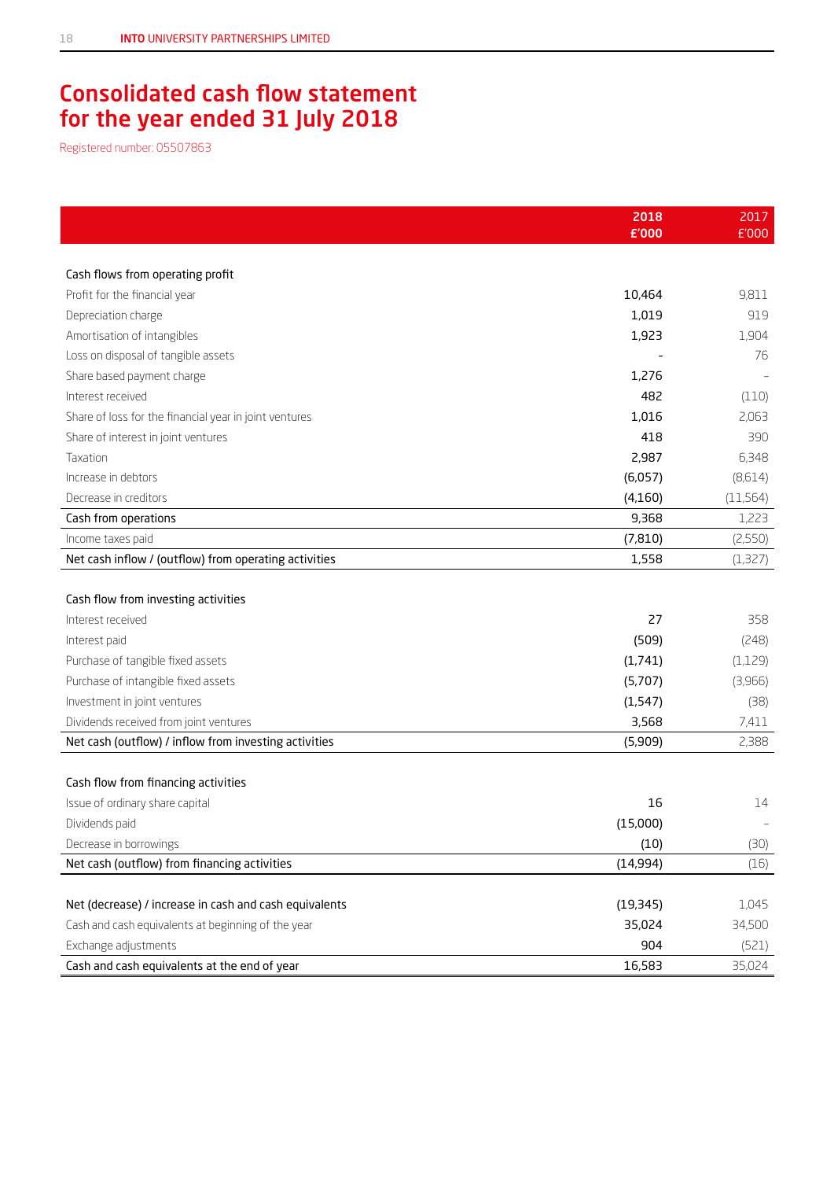# Consolidated cash flow statement for the year ended 31 July 2018

Registered number: 05507863

| | 2018 £'000 | 2017 £'000 |
|---|---|---|
| **Cash flows from operating profit** | | |
| Profit for the financial year | 10,464 | 9,811 |
| Depreciation charge | 1,019 | 919 |
| Amortisation of intangibles | 1,923 | 1,904 |
| Loss on disposal of tangible assets | - | 76 |
| Share based payment charge | 1,276 | - |
| Interest received | 482 | (110) |
| Share of loss for the financial year in joint ventures | 1,016 | 2,063 |
| Share of interest in joint ventures | 418 | 390 |
| Taxation | 2,987 | 6,348 |
| Increase in debtors | (6,057) | (8,614) |
| Decrease in creditors | (4,160) | (11,564) |
| Cash from operations | 9,368 | 1,223 |
| Income taxes paid | (7,810) | (2,550) |
| Net cash inflow / (outflow) from operating activities | 1,558 | (1,327) |
| **Cash flow from investing activities** | | |
| Interest received | 27 | 358 |
| Interest paid | (509) | (248) |
| Purchase of tangible fixed assets | (1,741) | (1,129) |
| Purchase of intangible fixed assets | (5,707) | (3,966) |
| Investment in joint ventures | (1,547) | (38) |
| Dividends received from joint ventures | 3,568 | 7,411 |
| Net cash (outflow) / inflow from investing activities | (5,909) | 2,388 |
| **Cash flow from financing activities** | | |
| Issue of ordinary share capital | 16 | 14 |
| Dividends paid | (15,000) | - |
| Decrease in borrowings | (10) | (30) |
| Net cash (outflow) from financing activities | (14,994) | (16) |
| Net (decrease) / increase in cash and cash equivalents | (19,345) | 1,045 |
| Cash and cash equivalents at beginning of the year | 35,024 | 34,500 |
| Exchange adjustments | 904 | (521) |
| Cash and cash equivalents at the end of year | 16,583 | 35,024 |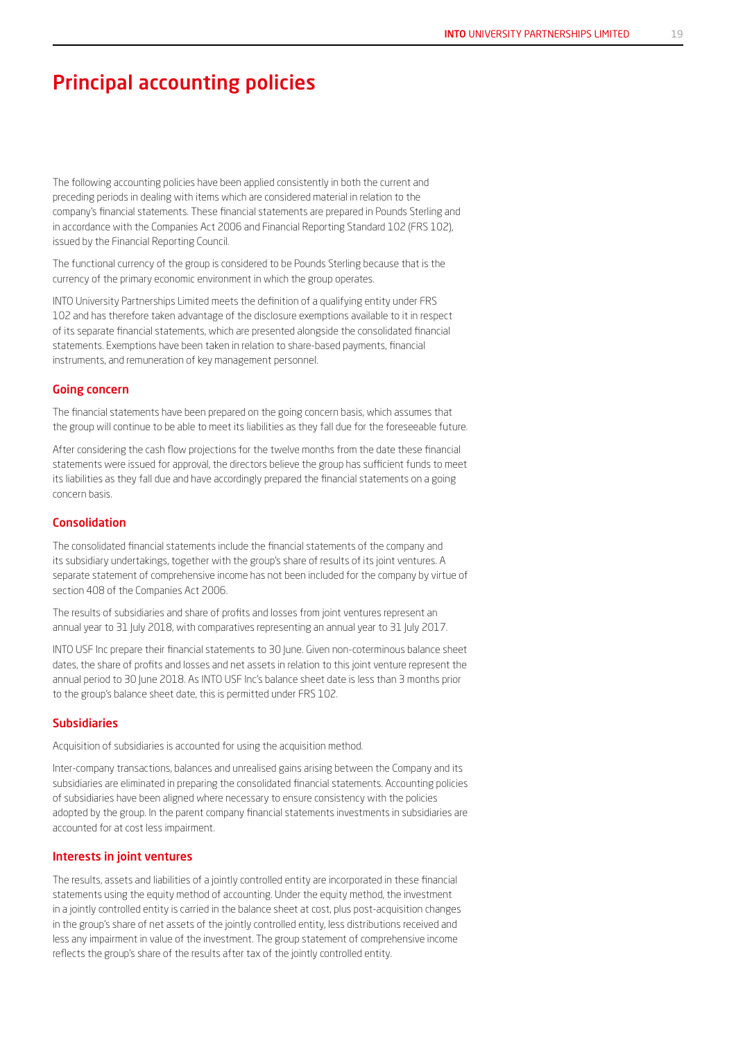# Principal accounting policies

The following accounting policies have been applied consistently in both the current and preceding periods in dealing with items which are considered material in relation to the company's financial statements. These financial statements are prepared in Pounds Sterling and in accordance with the Companies Act 2006 and Financial Reporting Standard 102 (FRS 102), issued by the Financial Reporting Council.

The functional currency of the group is considered to be Pounds Sterling because that is the currency of the primary economic environment in which the group operates.

INTO University Partnerships Limited meets the definition of a qualifying entity under FRS 102 and has therefore taken advantage of the disclosure exemptions available to it in respect of its separate financial statements, which are presented alongside the consolidated financial statements. Exemptions have been taken in relation to share-based payments, financial instruments, and remuneration of key management personnel.

## Going concern

The financial statements have been prepared on the going concern basis, which assumes that the group will continue to be able to meet its liabilities as they fall due for the foreseeable future.

After considering the cash flow projections for the twelve months from the date these financial statements were issued for approval, the directors believe the group has sufficient funds to meet its liabilities as they fall due and have accordingly prepared the financial statements on a going concern basis.

## Consolidation

The consolidated financial statements include the financial statements of the company and its subsidiary undertakings, together with the group's share of results of its joint ventures. A separate statement of comprehensive income has not been included for the company by virtue of section 408 of the Companies Act 2006.

The results of subsidiaries and share of profits and losses from joint ventures represent an annual year to 31 July 2018, with comparatives representing an annual year to 31 July 2017.

INTO USF Inc prepare their financial statements to 30 June. Given non-coterminous balance sheet dates, the share of profits and losses and net assets in relation to this joint venture represent the annual period to 30 June 2018. As INTO USF Inc's balance sheet date is less than 3 months prior to the group's balance sheet date, this is permitted under FRS 102.

## Subsidiaries

Acquisition of subsidiaries is accounted for using the acquisition method.

Inter-company transactions, balances and unrealised gains arising between the Company and its subsidiaries are eliminated in preparing the consolidated financial statements. Accounting policies of subsidiaries have been aligned where necessary to ensure consistency with the policies adopted by the group. In the parent company financial statements investments in subsidiaries are accounted for at cost less impairment.

## Interests in joint ventures

The results, assets and liabilities of a jointly controlled entity are incorporated in these financial statements using the equity method of accounting. Under the equity method, the investment in a jointly controlled entity is carried in the balance sheet at cost, plus post-acquisition changes in the group's share of net assets of the jointly controlled entity, less distributions received and less any impairment in value of the investment. The group statement of comprehensive income reflects the group's share of the results after tax of the jointly controlled entity.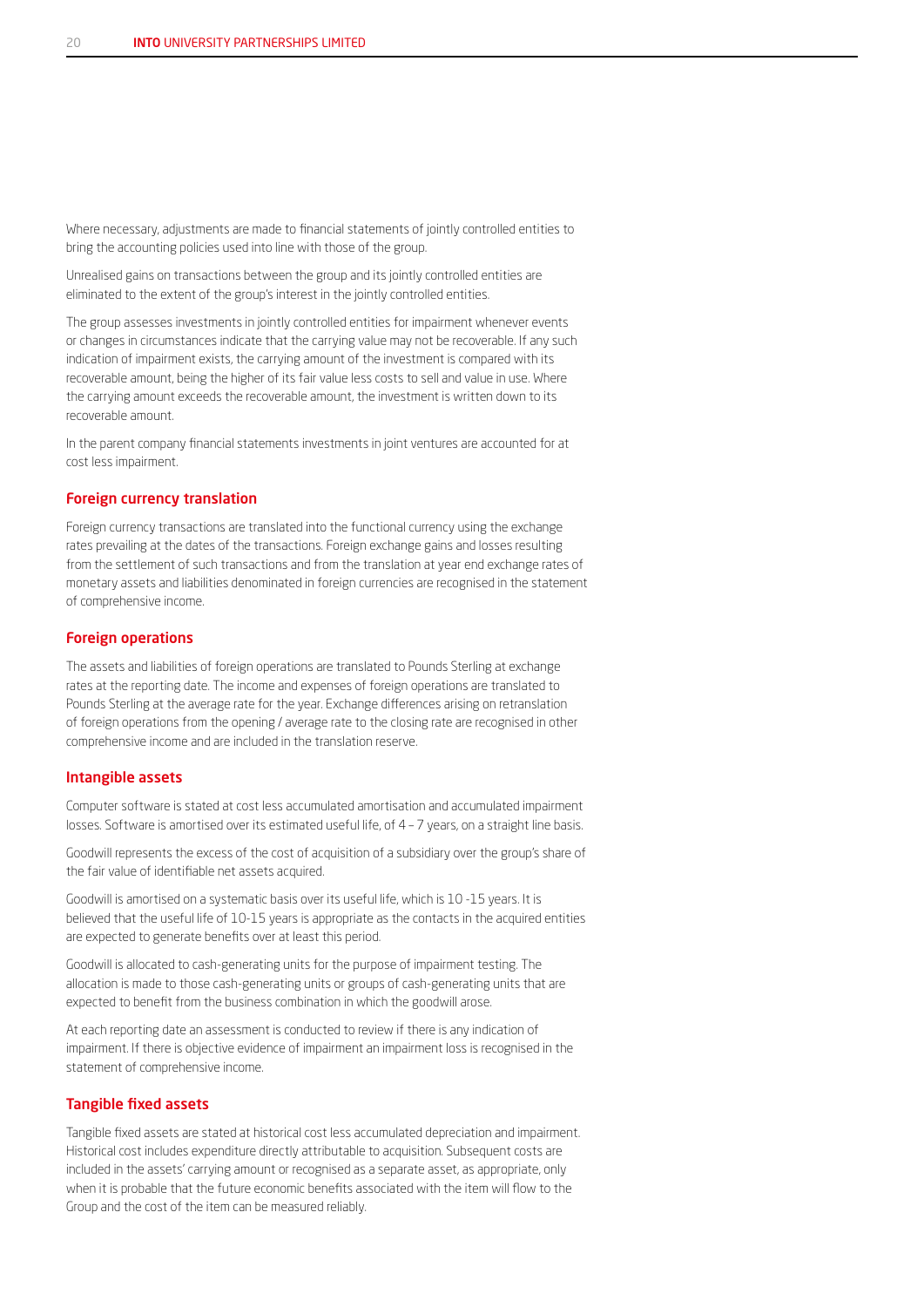Where necessary, adjustments are made to financial statements of jointly controlled entities to bring the accounting policies used into line with those of the group.

Unrealised gains on transactions between the group and its jointly controlled entities are eliminated to the extent of the group's interest in the jointly controlled entities.

The group assesses investments in jointly controlled entities for impairment whenever events or changes in circumstances indicate that the carrying value may not be recoverable. If any such indication of impairment exists, the carrying amount of the investment is compared with its recoverable amount, being the higher of its fair value less costs to sell and value in use. Where the carrying amount exceeds the recoverable amount, the investment is written down to its recoverable amount.

In the parent company financial statements investments in joint ventures are accounted for at cost less impairment.

## Foreign currency translation

Foreign currency transactions are translated into the functional currency using the exchange rates prevailing at the dates of the transactions. Foreign exchange gains and losses resulting from the settlement of such transactions and from the translation at year end exchange rates of monetary assets and liabilities denominated in foreign currencies are recognised in the statement of comprehensive income.

## Foreign operations

The assets and liabilities of foreign operations are translated to Pounds Sterling at exchange rates at the reporting date. The income and expenses of foreign operations are translated to Pounds Sterling at the average rate for the year. Exchange differences arising on retranslation of foreign operations from the opening / average rate to the closing rate are recognised in other comprehensive income and are included in the translation reserve.

## Intangible assets

Computer software is stated at cost less accumulated amortisation and accumulated impairment losses. Software is amortised over its estimated useful life, of 4 – 7 years, on a straight line basis.

Goodwill represents the excess of the cost of acquisition of a subsidiary over the group's share of the fair value of identifiable net assets acquired.

Goodwill is amortised on a systematic basis over its useful life, which is 10 -15 years. It is believed that the useful life of 10-15 years is appropriate as the contacts in the acquired entities are expected to generate benefits over at least this period.

Goodwill is allocated to cash-generating units for the purpose of impairment testing. The allocation is made to those cash-generating units or groups of cash-generating units that are expected to benefit from the business combination in which the goodwill arose.

At each reporting date an assessment is conducted to review if there is any indication of impairment. If there is objective evidence of impairment an impairment loss is recognised in the statement of comprehensive income.

## Tangible fixed assets

Tangible fixed assets are stated at historical cost less accumulated depreciation and impairment. Historical cost includes expenditure directly attributable to acquisition. Subsequent costs are included in the assets' carrying amount or recognised as a separate asset, as appropriate, only when it is probable that the future economic benefits associated with the item will flow to the Group and the cost of the item can be measured reliably.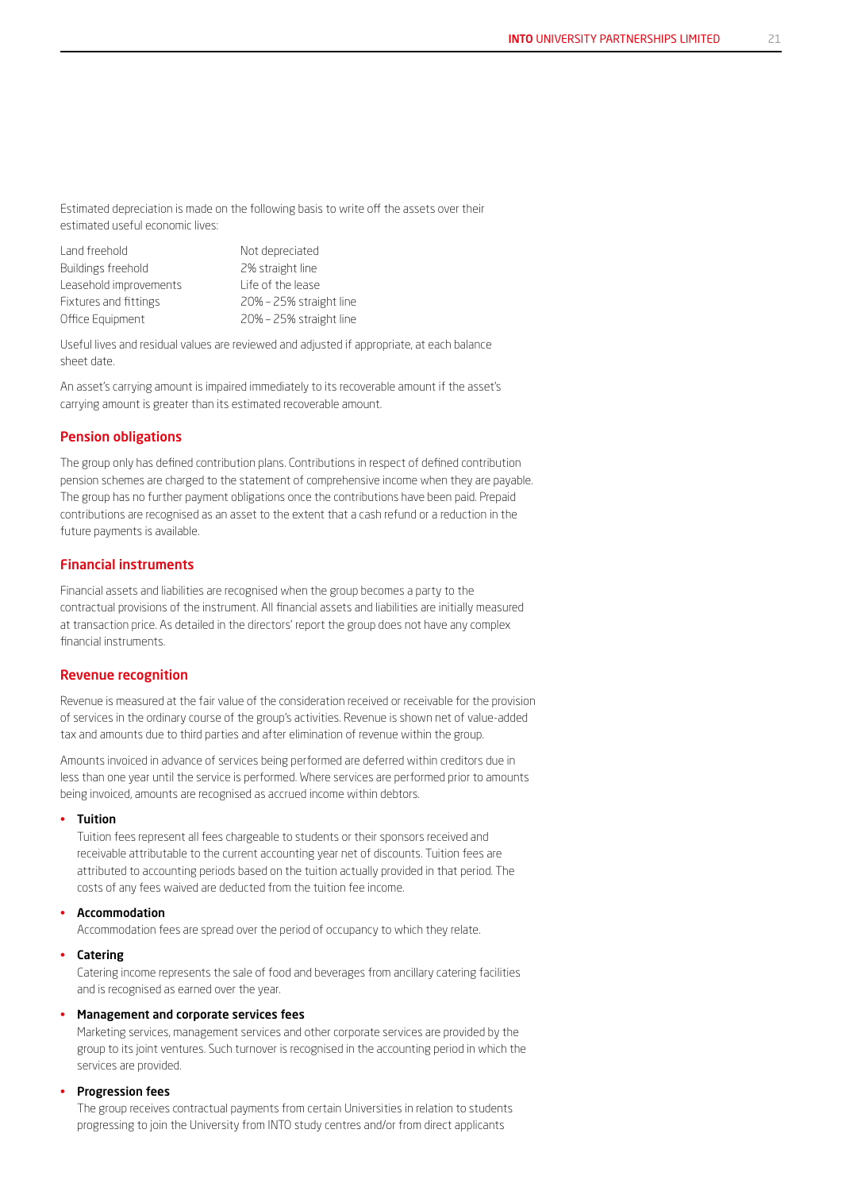Estimated depreciation is made on the following basis to write off the assets over their estimated useful economic lives:

| | |
|---|---|
| Land freehold | Not depreciated |
| Buildings freehold | 2% straight line |
| Leasehold improvements | Life of the lease |
| Fixtures and fittings | 20% – 25% straight line |
| Office Equipment | 20% – 25% straight line |

Useful lives and residual values are reviewed and adjusted if appropriate, at each balance sheet date.

An asset's carrying amount is impaired immediately to its recoverable amount if the asset's carrying amount is greater than its estimated recoverable amount.

## Pension obligations

The group only has defined contribution plans. Contributions in respect of defined contribution pension schemes are charged to the statement of comprehensive income when they are payable. The group has no further payment obligations once the contributions have been paid. Prepaid contributions are recognised as an asset to the extent that a cash refund or a reduction in the future payments is available.

## Financial instruments

Financial assets and liabilities are recognised when the group becomes a party to the contractual provisions of the instrument. All financial assets and liabilities are initially measured at transaction price. As detailed in the directors' report the group does not have any complex financial instruments.

## Revenue recognition

Revenue is measured at the fair value of the consideration received or receivable for the provision of services in the ordinary course of the group's activities. Revenue is shown net of value-added tax and amounts due to third parties and after elimination of revenue within the group.

Amounts invoiced in advance of services being performed are deferred within creditors due in less than one year until the service is performed. Where services are performed prior to amounts being invoiced, amounts are recognised as accrued income within debtors.

- **Tuition**
  Tuition fees represent all fees chargeable to students or their sponsors received and receivable attributable to the current accounting year net of discounts. Tuition fees are attributed to accounting periods based on the tuition actually provided in that period. The costs of any fees waived are deducted from the tuition fee income.

- **Accommodation**
  Accommodation fees are spread over the period of occupancy to which they relate.

- **Catering**
  Catering income represents the sale of food and beverages from ancillary catering facilities and is recognised as earned over the year.

- **Management and corporate services fees**
  Marketing services, management services and other corporate services are provided by the group to its joint ventures. Such turnover is recognised in the accounting period in which the services are provided.

- **Progression fees**
  The group receives contractual payments from certain Universities in relation to students progressing to join the University from INTO study centres and/or from direct applicants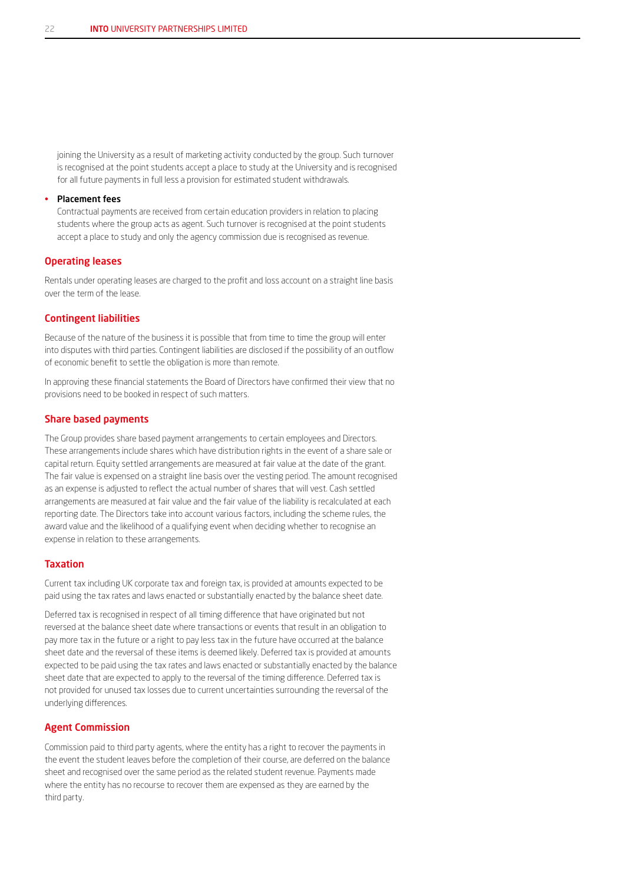joining the University as a result of marketing activity conducted by the group. Such turnover is recognised at the point students accept a place to study at the University and is recognised for all future payments in full less a provision for estimated student withdrawals.

- **Placement fees**
  Contractual payments are received from certain education providers in relation to placing students where the group acts as agent. Such turnover is recognised at the point students accept a place to study and only the agency commission due is recognised as revenue.

## Operating leases

Rentals under operating leases are charged to the profit and loss account on a straight line basis over the term of the lease.

## Contingent liabilities

Because of the nature of the business it is possible that from time to time the group will enter into disputes with third parties. Contingent liabilities are disclosed if the possibility of an outflow of economic benefit to settle the obligation is more than remote.

In approving these financial statements the Board of Directors have confirmed their view that no provisions need to be booked in respect of such matters.

## Share based payments

The Group provides share based payment arrangements to certain employees and Directors. These arrangements include shares which have distribution rights in the event of a share sale or capital return. Equity settled arrangements are measured at fair value at the date of the grant. The fair value is expensed on a straight line basis over the vesting period. The amount recognised as an expense is adjusted to reflect the actual number of shares that will vest. Cash settled arrangements are measured at fair value and the fair value of the liability is recalculated at each reporting date. The Directors take into account various factors, including the scheme rules, the award value and the likelihood of a qualifying event when deciding whether to recognise an expense in relation to these arrangements.

## Taxation

Current tax including UK corporate tax and foreign tax, is provided at amounts expected to be paid using the tax rates and laws enacted or substantially enacted by the balance sheet date.

Deferred tax is recognised in respect of all timing difference that have originated but not reversed at the balance sheet date where transactions or events that result in an obligation to pay more tax in the future or a right to pay less tax in the future have occurred at the balance sheet date and the reversal of these items is deemed likely. Deferred tax is provided at amounts expected to be paid using the tax rates and laws enacted or substantially enacted by the balance sheet date that are expected to apply to the reversal of the timing difference. Deferred tax is not provided for unused tax losses due to current uncertainties surrounding the reversal of the underlying differences.

## Agent Commission

Commission paid to third party agents, where the entity has a right to recover the payments in the event the student leaves before the completion of their course, are deferred on the balance sheet and recognised over the same period as the related student revenue. Payments made where the entity has no recourse to recover them are expensed as they are earned by the third party.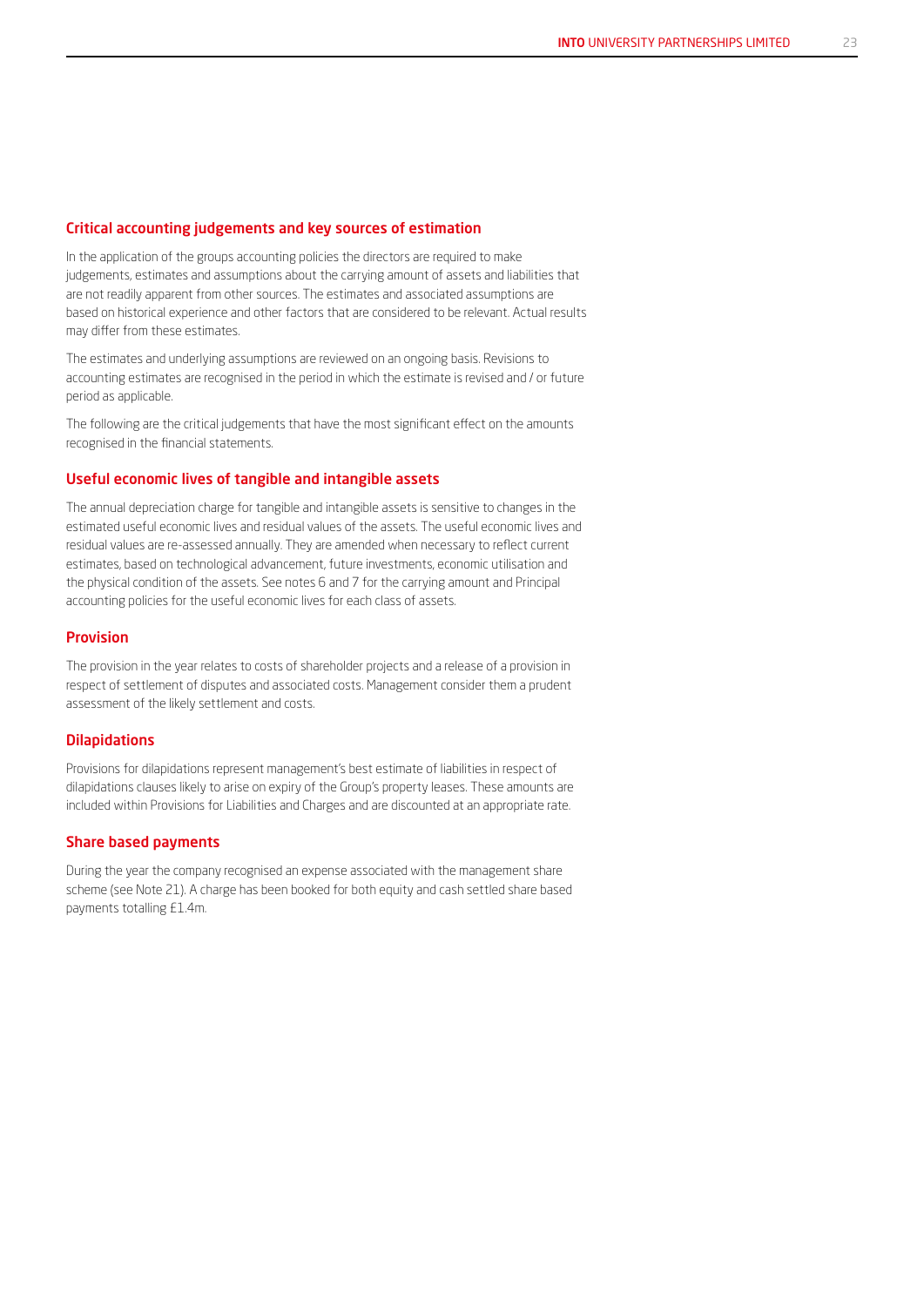## Critical accounting judgements and key sources of estimation

In the application of the groups accounting policies the directors are required to make judgements, estimates and assumptions about the carrying amount of assets and liabilities that are not readily apparent from other sources. The estimates and associated assumptions are based on historical experience and other factors that are considered to be relevant. Actual results may differ from these estimates.

The estimates and underlying assumptions are reviewed on an ongoing basis. Revisions to accounting estimates are recognised in the period in which the estimate is revised and / or future period as applicable.

The following are the critical judgements that have the most significant effect on the amounts recognised in the financial statements.

## Useful economic lives of tangible and intangible assets

The annual depreciation charge for tangible and intangible assets is sensitive to changes in the estimated useful economic lives and residual values of the assets. The useful economic lives and residual values are re-assessed annually. They are amended when necessary to reflect current estimates, based on technological advancement, future investments, economic utilisation and the physical condition of the assets. See notes 6 and 7 for the carrying amount and Principal accounting policies for the useful economic lives for each class of assets.

## Provision

The provision in the year relates to costs of shareholder projects and a release of a provision in respect of settlement of disputes and associated costs. Management consider them a prudent assessment of the likely settlement and costs.

## Dilapidations

Provisions for dilapidations represent management's best estimate of liabilities in respect of dilapidations clauses likely to arise on expiry of the Group's property leases. These amounts are included within Provisions for Liabilities and Charges and are discounted at an appropriate rate.

## Share based payments

During the year the company recognised an expense associated with the management share scheme (see Note 21). A charge has been booked for both equity and cash settled share based payments totalling £1.4m.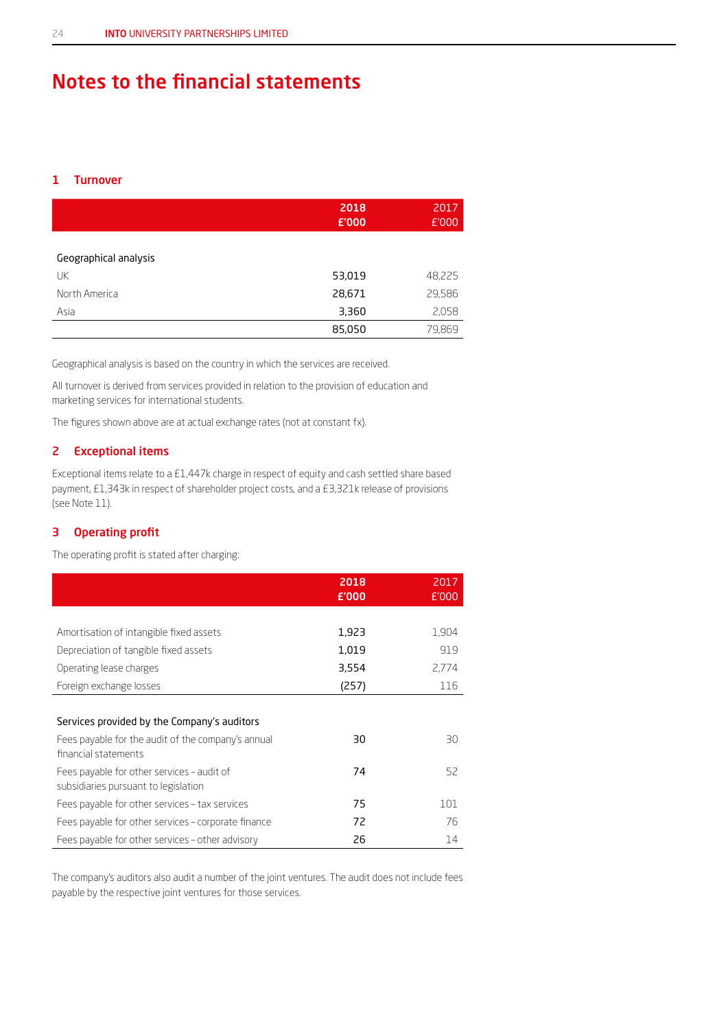# Notes to the financial statements

## 1 Turnover

| | 2018<br>£'000 | 2017<br>£'000 |
|---|---|---|
| Geographical analysis | | |
| UK | 53,019 | 48,225 |
| North America | 28,671 | 29,586 |
| Asia | 3,360 | 2,058 |
| | 85,050 | 79,869 |

Geographical analysis is based on the country in which the services are received.

All turnover is derived from services provided in relation to the provision of education and marketing services for international students.

The figures shown above are at actual exchange rates (not at constant fx).

## 2 Exceptional items

Exceptional items relate to a £1,447k charge in respect of equity and cash settled share based payment, £1,343k in respect of shareholder project costs, and a £3,321k release of provisions (see Note 11).

## 3 Operating profit

The operating profit is stated after charging:

| | 2018<br>£'000 | 2017<br>£'000 |
|---|---|---|
| Amortisation of intangible fixed assets | 1,923 | 1,904 |
| Depreciation of tangible fixed assets | 1,019 | 919 |
| Operating lease charges | 3,554 | 2,774 |
| Foreign exchange losses | (257) | 116 |
| | | |
| Services provided by the Company's auditors | | |
| Fees payable for the audit of the company's annual financial statements | 30 | 30 |
| Fees payable for other services – audit of subsidiaries pursuant to legislation | 74 | 52 |
| Fees payable for other services – tax services | 75 | 101 |
| Fees payable for other services – corporate finance | 72 | 76 |
| Fees payable for other services – other advisory | 26 | 14 |

The company's auditors also audit a number of the joint ventures. The audit does not include fees payable by the respective joint ventures for those services.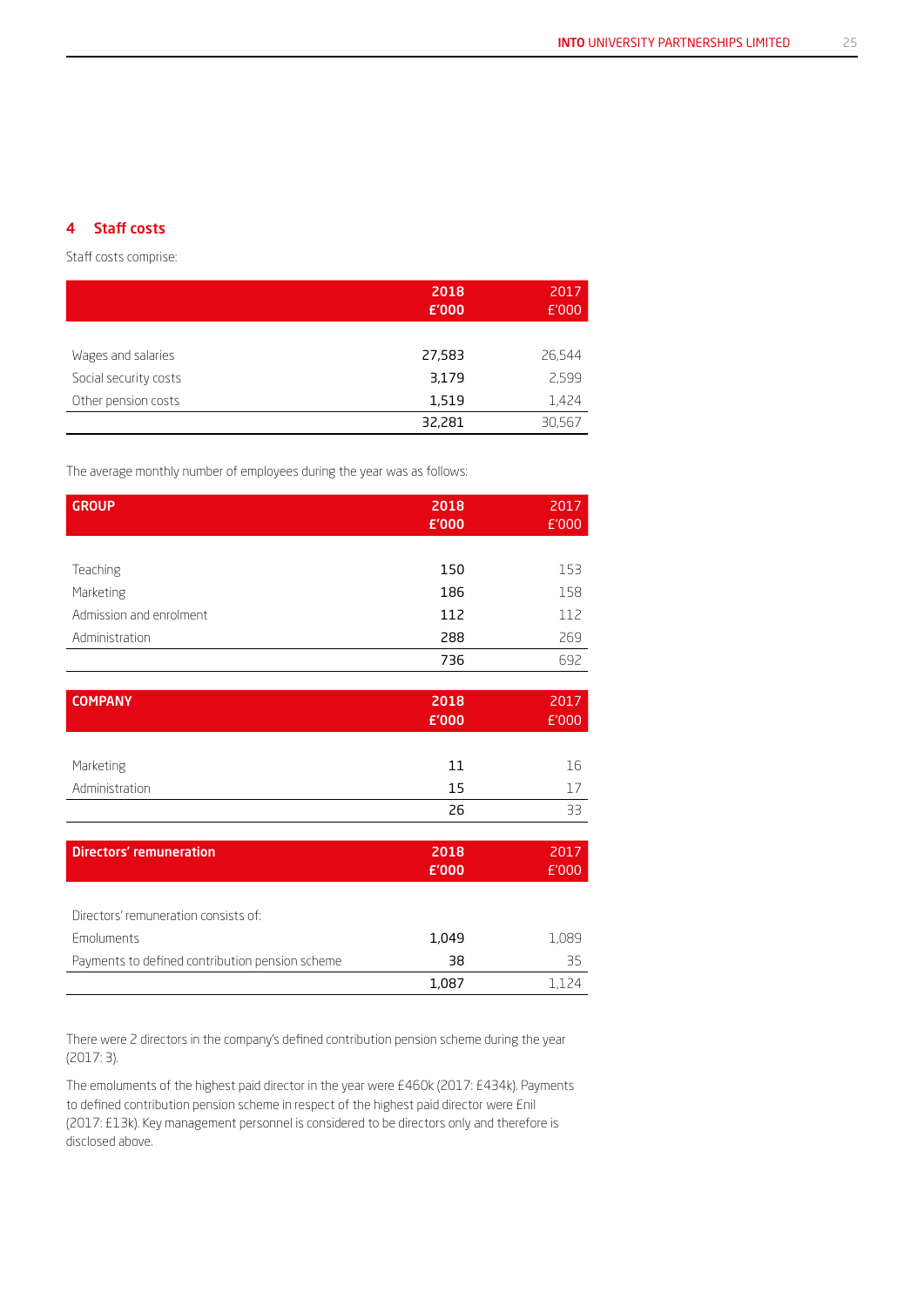## 4 Staff costs

Staff costs comprise:

| | 2018 £'000 | 2017 £'000 |
|---|---|---|
| Wages and salaries | 27,583 | 26,544 |
| Social security costs | 3,179 | 2,599 |
| Other pension costs | 1,519 | 1,424 |
| | 32,281 | 30,567 |

The average monthly number of employees during the year was as follows:

| GROUP | 2018 £'000 | 2017 £'000 |
|---|---|---|
| Teaching | 150 | 153 |
| Marketing | 186 | 158 |
| Admission and enrolment | 112 | 112 |
| Administration | 288 | 269 |
| | 736 | 692 |

| COMPANY | 2018 £'000 | 2017 £'000 |
|---|---|---|
| Marketing | 11 | 16 |
| Administration | 15 | 17 |
| | 26 | 33 |

| Directors' remuneration | 2018 £'000 | 2017 £'000 |
|---|---|---|
| Directors' remuneration consists of: | | |
| Emoluments | 1,049 | 1,089 |
| Payments to defined contribution pension scheme | 38 | 35 |
| | 1,087 | 1,124 |

There were 2 directors in the company's defined contribution pension scheme during the year (2017: 3).

The emoluments of the highest paid director in the year were £460k (2017: £434k). Payments to defined contribution pension scheme in respect of the highest paid director were £nil (2017: £13k). Key management personnel is considered to be directors only and therefore is disclosed above.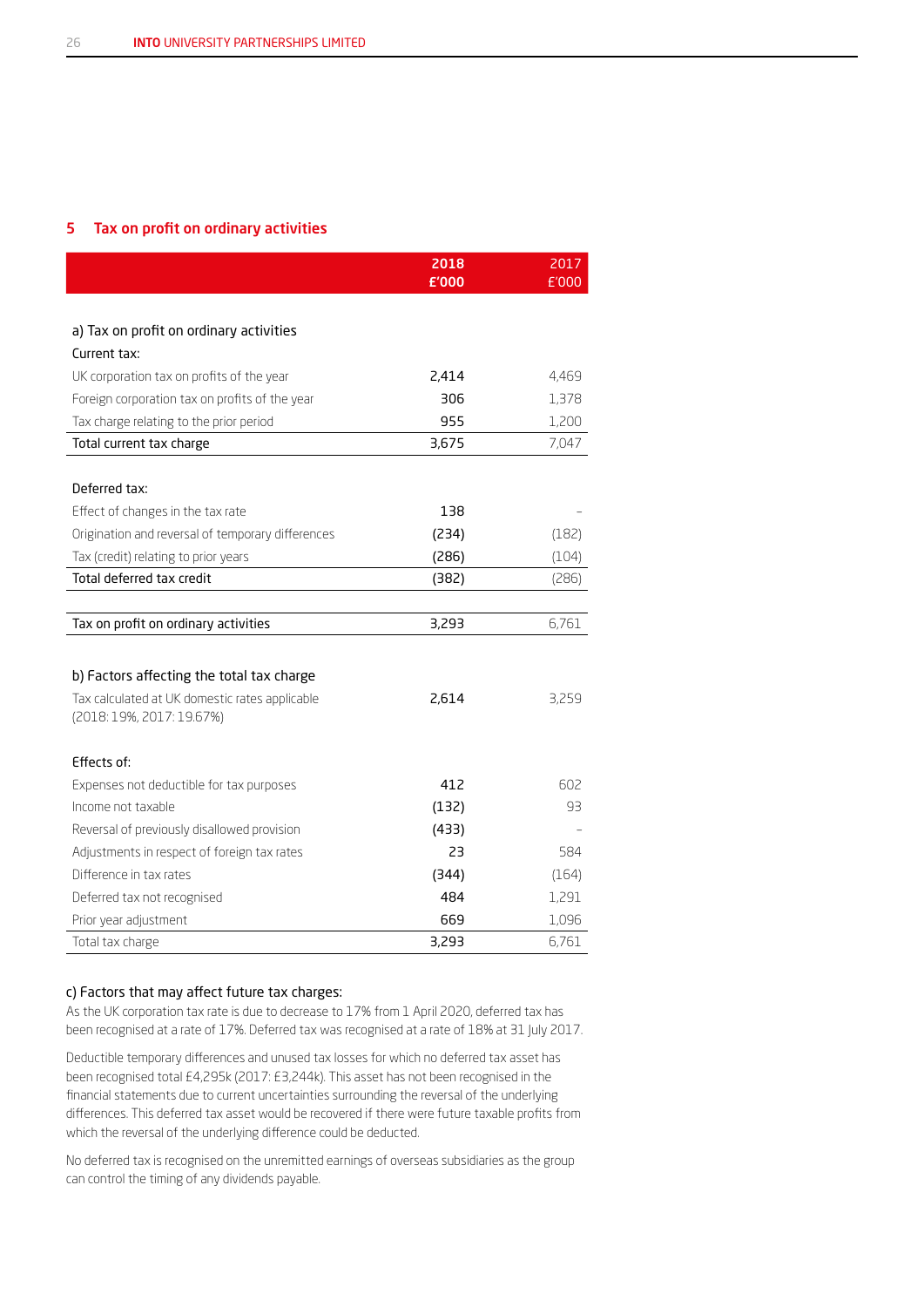## 5 Tax on profit on ordinary activities

| | 2018 £'000 | 2017 £'000 |
|---|---|---|
| **a) Tax on profit on ordinary activities** | | |
| Current tax: | | |
| UK corporation tax on profits of the year | 2,414 | 4,469 |
| Foreign corporation tax on profits of the year | 306 | 1,378 |
| Tax charge relating to the prior period | 955 | 1,200 |
| Total current tax charge | 3,675 | 7,047 |
| | | |
| Deferred tax: | | |
| Effect of changes in the tax rate | 138 | – |
| Origination and reversal of temporary differences | (234) | (182) |
| Tax (credit) relating to prior years | (286) | (104) |
| Total deferred tax credit | (382) | (286) |
| | | |
| Tax on profit on ordinary activities | 3,293 | 6,761 |
| | | |
| **b) Factors affecting the total tax charge** | | |
| Tax calculated at UK domestic rates applicable (2018: 19%, 2017: 19.67%) | 2,614 | 3,259 |
| | | |
| Effects of: | | |
| Expenses not deductible for tax purposes | 412 | 602 |
| Income not taxable | (132) | 93 |
| Reversal of previously disallowed provision | (433) | – |
| Adjustments in respect of foreign tax rates | 23 | 584 |
| Difference in tax rates | (344) | (164) |
| Deferred tax not recognised | 484 | 1,291 |
| Prior year adjustment | 669 | 1,096 |
| Total tax charge | 3,293 | 6,761 |

**c) Factors that may affect future tax charges:**

As the UK corporation tax rate is due to decrease to 17% from 1 April 2020, deferred tax has been recognised at a rate of 17%. Deferred tax was recognised at a rate of 18% at 31 July 2017.

Deductible temporary differences and unused tax losses for which no deferred tax asset has been recognised total £4,295k (2017: £3,244k). This asset has not been recognised in the financial statements due to current uncertainties surrounding the reversal of the underlying differences. This deferred tax asset would be recovered if there were future taxable profits from which the reversal of the underlying difference could be deducted.

No deferred tax is recognised on the unremitted earnings of overseas subsidiaries as the group can control the timing of any dividends payable.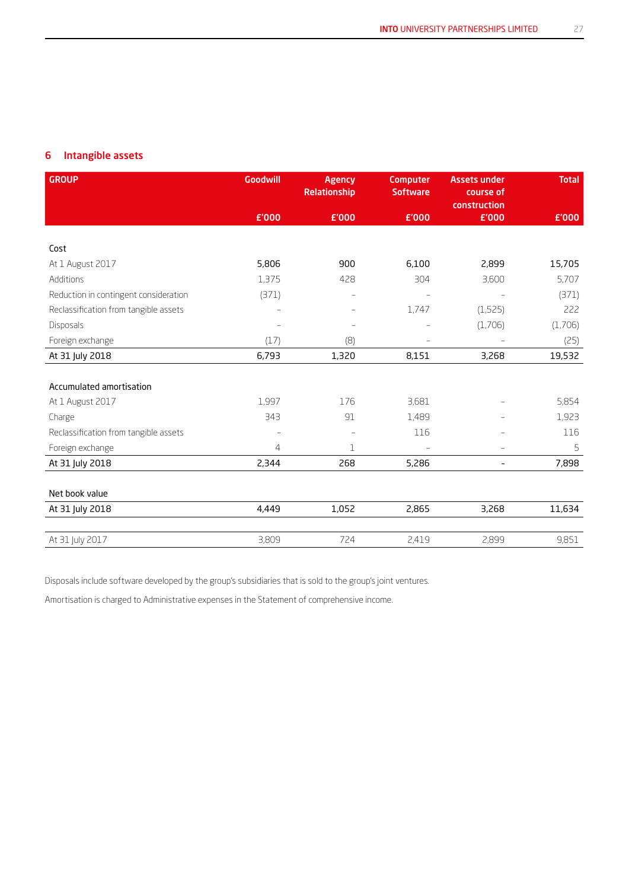## 6 Intangible assets

| GROUP | Goodwill £'000 | Agency Relationship £'000 | Computer Software £'000 | Assets under course of construction £'000 | Total £'000 |
|---|---|---|---|---|---|
| **Cost** | | | | | |
| At 1 August 2017 | 5,806 | 900 | 6,100 | 2,899 | 15,705 |
| Additions | 1,375 | 428 | 304 | 3,600 | 5,707 |
| Reduction in contingent consideration | (371) | – | – | – | (371) |
| Reclassification from tangible assets | – | – | 1,747 | (1,525) | 222 |
| Disposals | – | – | – | (1,706) | (1,706) |
| Foreign exchange | (17) | (8) | – | – | (25) |
| **At 31 July 2018** | **6,793** | **1,320** | **8,151** | **3,268** | **19,532** |
| **Accumulated amortisation** | | | | | |
| At 1 August 2017 | 1,997 | 176 | 3,681 | – | 5,854 |
| Charge | 343 | 91 | 1,489 | – | 1,923 |
| Reclassification from tangible assets | – | – | 116 | – | 116 |
| Foreign exchange | 4 | 1 | – | – | 5 |
| **At 31 July 2018** | **2,344** | **268** | **5,286** | **–** | **7,898** |
| **Net book value** | | | | | |
| **At 31 July 2018** | **4,449** | **1,052** | **2,865** | **3,268** | **11,634** |
| At 31 July 2017 | 3,809 | 724 | 2,419 | 2,899 | 9,851 |

Disposals include software developed by the group's subsidiaries that is sold to the group's joint ventures.

Amortisation is charged to Administrative expenses in the Statement of comprehensive income.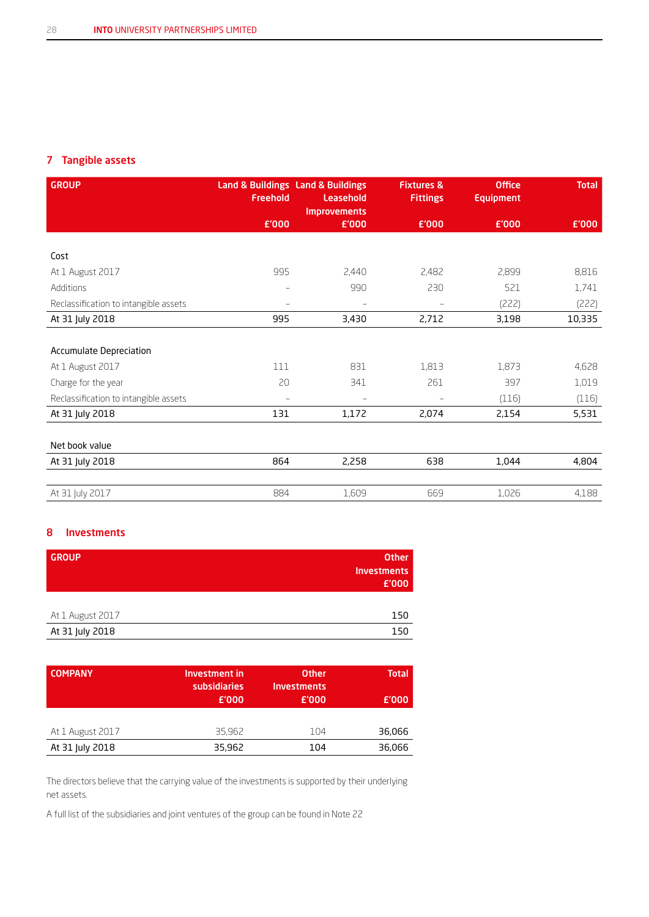## 7 Tangible assets

| GROUP | Land & Buildings Freehold £'000 | Land & Buildings Leasehold Improvements £'000 | Fixtures & Fittings £'000 | Office Equipment £'000 | Total £'000 |
|---|---|---|---|---|---|
| **Cost** | | | | | |
| At 1 August 2017 | 995 | 2,440 | 2,482 | 2,899 | 8,816 |
| Additions | – | 990 | 230 | 521 | 1,741 |
| Reclassification to intangible assets | – | – | – | (222) | (222) |
| At 31 July 2018 | 995 | 3,430 | 2,712 | 3,198 | 10,335 |
| **Accumulate Depreciation** | | | | | |
| At 1 August 2017 | 111 | 831 | 1,813 | 1,873 | 4,628 |
| Charge for the year | 20 | 341 | 261 | 397 | 1,019 |
| Reclassification to intangible assets | – | – | – | (116) | (116) |
| At 31 July 2018 | 131 | 1,172 | 2,074 | 2,154 | 5,531 |
| **Net book value** | | | | | |
| At 31 July 2018 | 864 | 2,258 | 638 | 1,044 | 4,804 |
| At 31 July 2017 | 884 | 1,609 | 669 | 1,026 | 4,188 |

## 8 Investments

| GROUP | Other Investments £'000 |
|---|---|
| At 1 August 2017 | 150 |
| At 31 July 2018 | 150 |

| COMPANY | Investment in subsidiaries £'000 | Other Investments £'000 | Total £'000 |
|---|---|---|---|
| At 1 August 2017 | 35,962 | 104 | 36,066 |
| At 31 July 2018 | 35,962 | 104 | 36,066 |

The directors believe that the carrying value of the investments is supported by their underlying net assets.

A full list of the subsidiaries and joint ventures of the group can be found in Note 22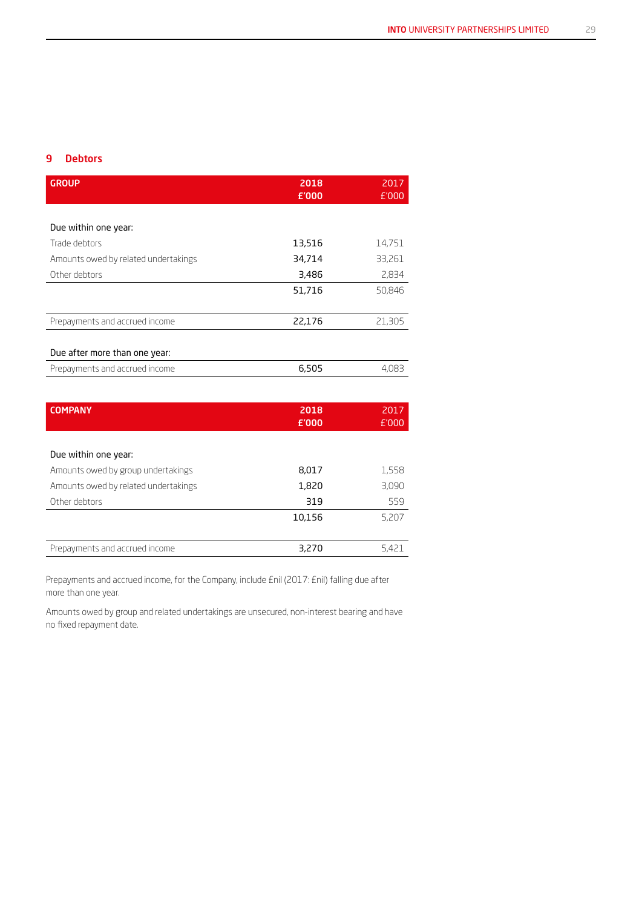## 9 Debtors

| GROUP | 2018 £'000 | 2017 £'000 |
|---|---|---|
| Due within one year: | | |
| Trade debtors | 13,516 | 14,751 |
| Amounts owed by related undertakings | 34,714 | 33,261 |
| Other debtors | 3,486 | 2,834 |
| | 51,716 | 50,846 |
| Prepayments and accrued income | 22,176 | 21,305 |
| Due after more than one year: | | |
| Prepayments and accrued income | 6,505 | 4,083 |

| COMPANY | 2018 £'000 | 2017 £'000 |
|---|---|---|
| Due within one year: | | |
| Amounts owed by group undertakings | 8,017 | 1,558 |
| Amounts owed by related undertakings | 1,820 | 3,090 |
| Other debtors | 319 | 559 |
| | 10,156 | 5,207 |
| Prepayments and accrued income | 3,270 | 5,421 |

Prepayments and accrued income, for the Company, include £nil (2017: £nil) falling due after more than one year.

Amounts owed by group and related undertakings are unsecured, non-interest bearing and have no fixed repayment date.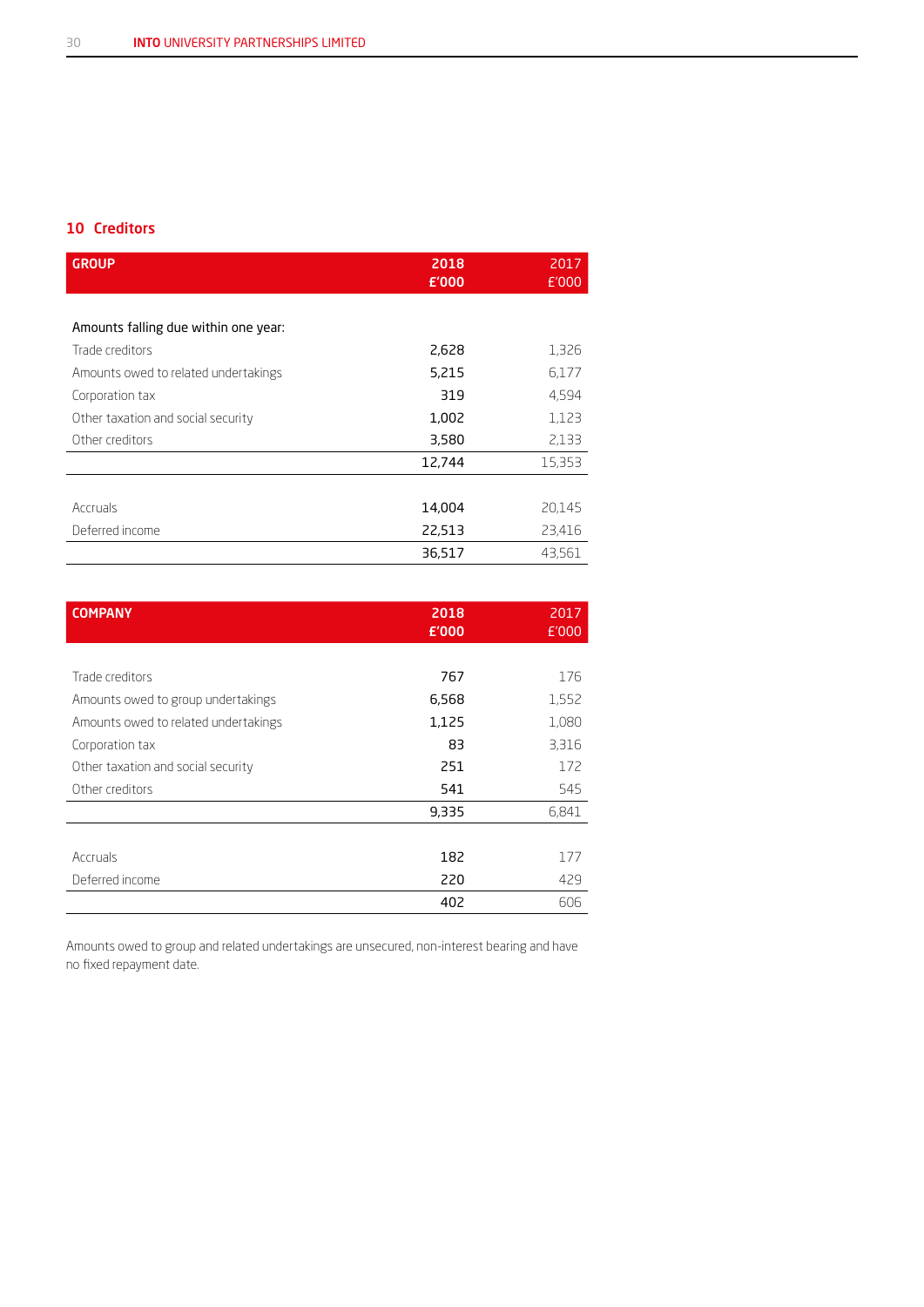## 10 Creditors

| GROUP | 2018 £'000 | 2017 £'000 |
|---|---|---|
| Amounts falling due within one year: | | |
| Trade creditors | 2,628 | 1,326 |
| Amounts owed to related undertakings | 5,215 | 6,177 |
| Corporation tax | 319 | 4,594 |
| Other taxation and social security | 1,002 | 1,123 |
| Other creditors | 3,580 | 2,133 |
| | 12,744 | 15,353 |
| Accruals | 14,004 | 20,145 |
| Deferred income | 22,513 | 23,416 |
| | 36,517 | 43,561 |

| COMPANY | 2018 £'000 | 2017 £'000 |
|---|---|---|
| Trade creditors | 767 | 176 |
| Amounts owed to group undertakings | 6,568 | 1,552 |
| Amounts owed to related undertakings | 1,125 | 1,080 |
| Corporation tax | 83 | 3,316 |
| Other taxation and social security | 251 | 172 |
| Other creditors | 541 | 545 |
| | 9,335 | 6,841 |
| Accruals | 182 | 177 |
| Deferred income | 220 | 429 |
| | 402 | 606 |

Amounts owed to group and related undertakings are unsecured, non-interest bearing and have no fixed repayment date.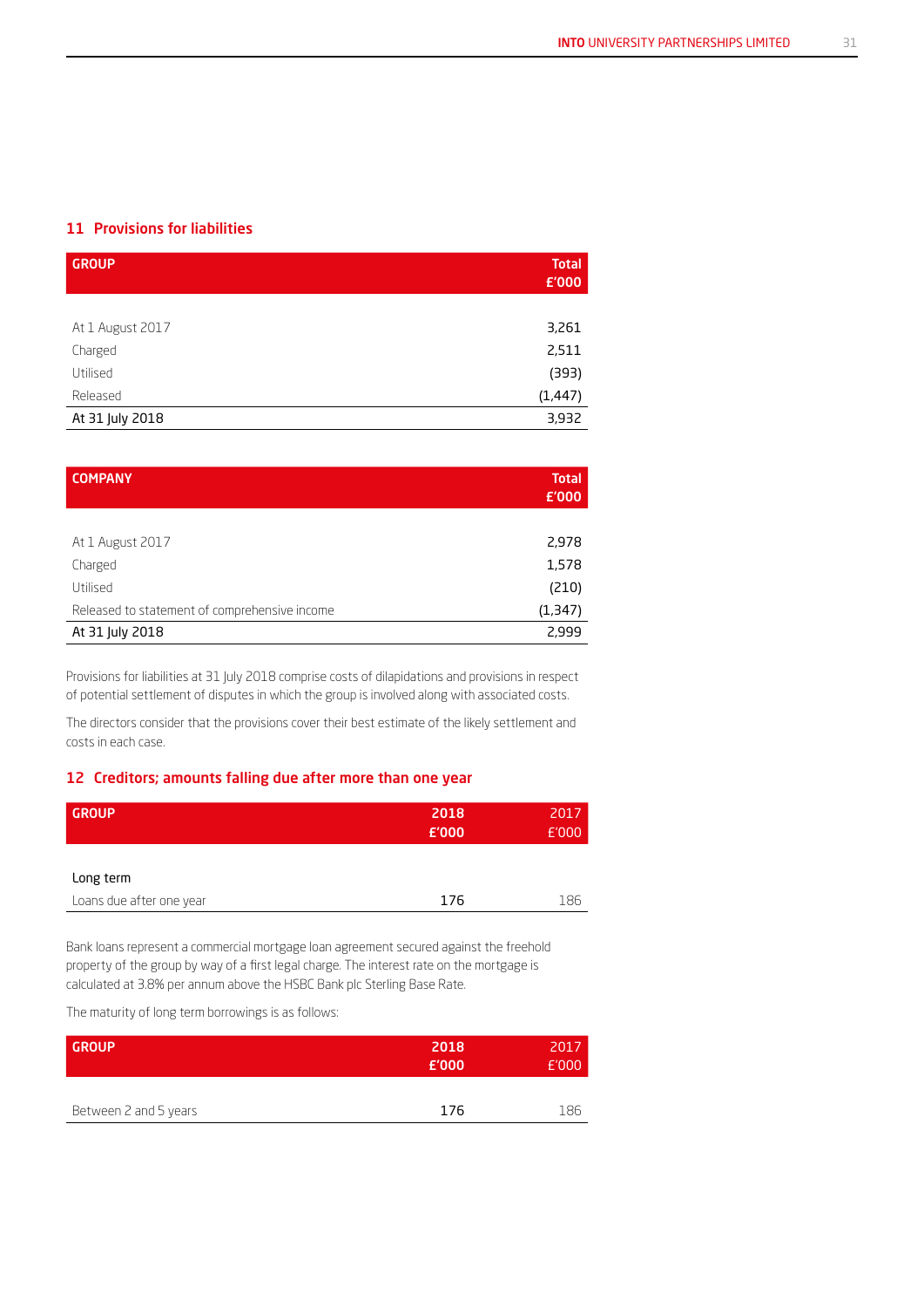## 11 Provisions for liabilities

| GROUP | Total £'000 |
|---|---|
| At 1 August 2017 | 3,261 |
| Charged | 2,511 |
| Utilised | (393) |
| Released | (1,447) |
| At 31 July 2018 | 3,932 |

| COMPANY | Total £'000 |
|---|---|
| At 1 August 2017 | 2,978 |
| Charged | 1,578 |
| Utilised | (210) |
| Released to statement of comprehensive income | (1,347) |
| At 31 July 2018 | 2,999 |

Provisions for liabilities at 31 July 2018 comprise costs of dilapidations and provisions in respect of potential settlement of disputes in which the group is involved along with associated costs.

The directors consider that the provisions cover their best estimate of the likely settlement and costs in each case.

## 12 Creditors; amounts falling due after more than one year

| GROUP | 2018 £'000 | 2017 £'000 |
|---|---|---|
| Long term | | |
| Loans due after one year | 176 | 186 |

Bank loans represent a commercial mortgage loan agreement secured against the freehold property of the group by way of a first legal charge. The interest rate on the mortgage is calculated at 3.8% per annum above the HSBC Bank plc Sterling Base Rate.

The maturity of long term borrowings is as follows:

| GROUP | 2018 £'000 | 2017 £'000 |
|---|---|---|
| Between 2 and 5 years | 176 | 186 |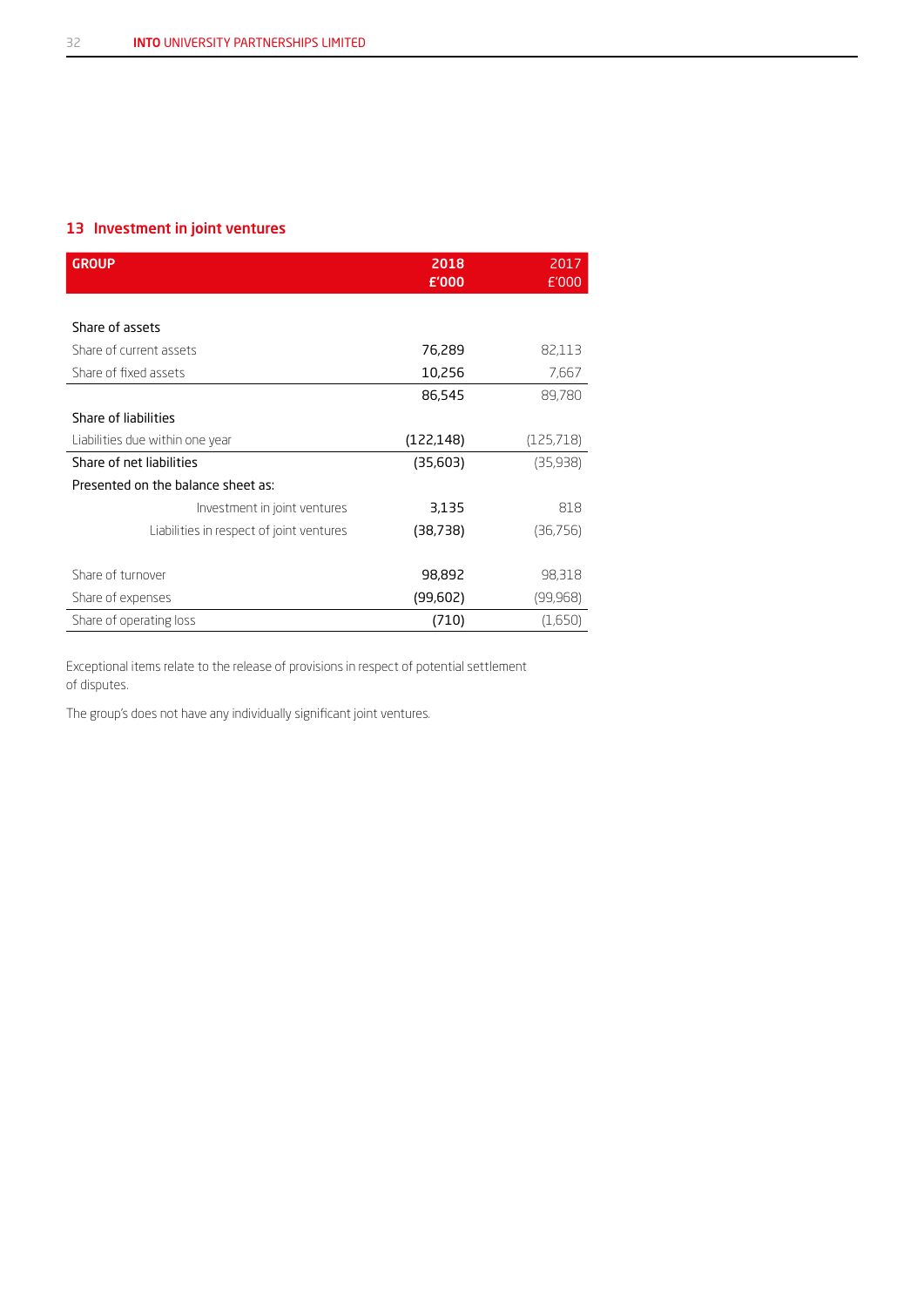## 13 Investment in joint ventures

| GROUP | 2018 £'000 | 2017 £'000 |
|---|---|---|
| Share of assets | | |
| Share of current assets | 76,289 | 82,113 |
| Share of fixed assets | 10,256 | 7,667 |
| | 86,545 | 89,780 |
| Share of liabilities | | |
| Liabilities due within one year | (122,148) | (125,718) |
| Share of net liabilities | (35,603) | (35,938) |
| Presented on the balance sheet as: | | |
| Investment in joint ventures | 3,135 | 818 |
| Liabilities in respect of joint ventures | (38,738) | (36,756) |
| | | |
| Share of turnover | 98,892 | 98,318 |
| Share of expenses | (99,602) | (99,968) |
| Share of operating loss | (710) | (1,650) |

Exceptional items relate to the release of provisions in respect of potential settlement of disputes.

The group's does not have any individually significant joint ventures.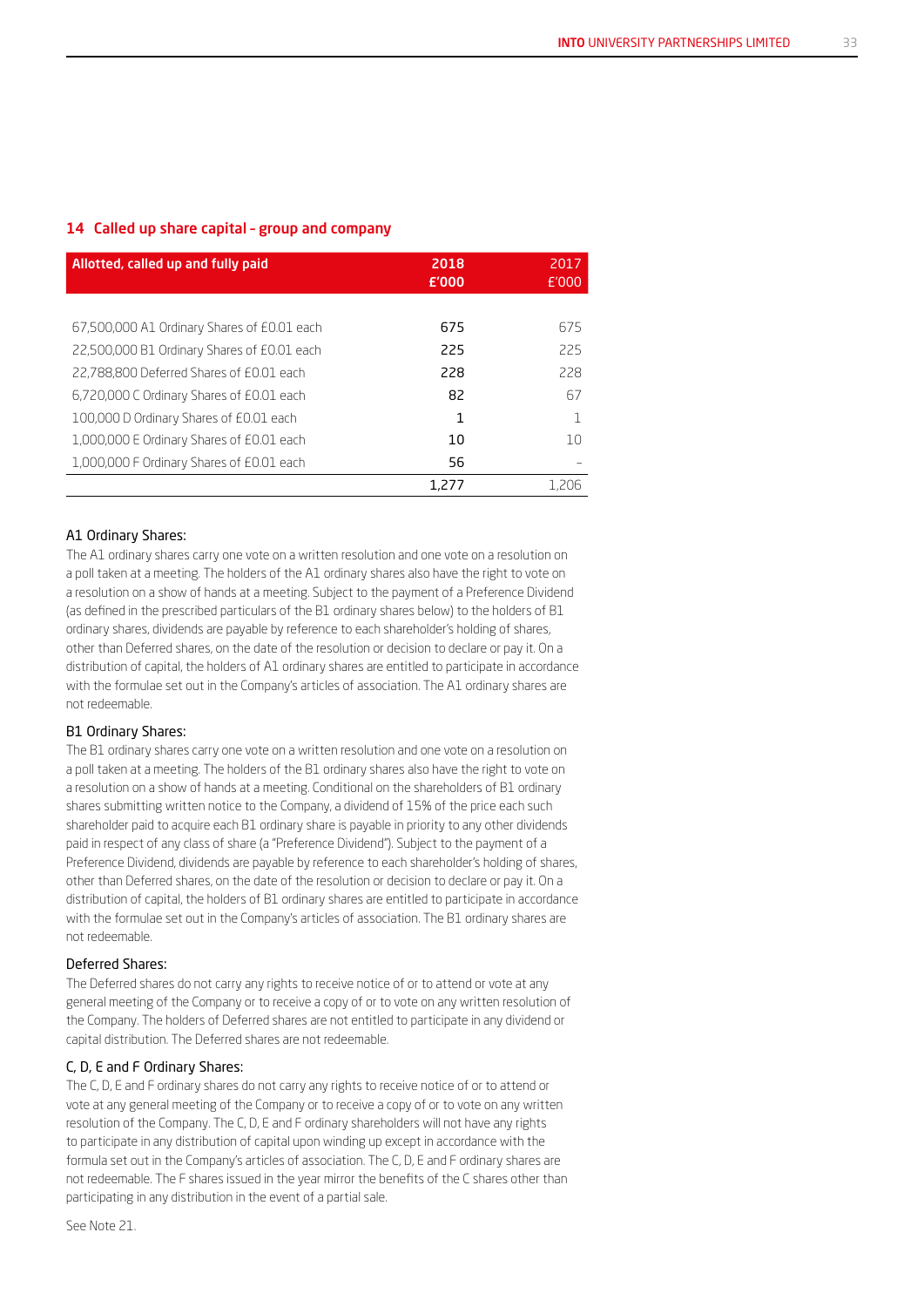## 14 Called up share capital – group and company

| Allotted, called up and fully paid | 2018 £'000 | 2017 £'000 |
|---|---|---|
| 67,500,000 A1 Ordinary Shares of £0.01 each | 675 | 675 |
| 22,500,000 B1 Ordinary Shares of £0.01 each | 225 | 225 |
| 22,788,800 Deferred Shares of £0.01 each | 228 | 228 |
| 6,720,000 C Ordinary Shares of £0.01 each | 82 | 67 |
| 100,000 D Ordinary Shares of £0.01 each | 1 | 1 |
| 1,000,000 E Ordinary Shares of £0.01 each | 10 | 10 |
| 1,000,000 F Ordinary Shares of £0.01 each | 56 | – |
| | 1,277 | 1,206 |

### A1 Ordinary Shares:

The A1 ordinary shares carry one vote on a written resolution and one vote on a resolution on a poll taken at a meeting. The holders of the A1 ordinary shares also have the right to vote on a resolution on a show of hands at a meeting. Subject to the payment of a Preference Dividend (as defined in the prescribed particulars of the B1 ordinary shares below) to the holders of B1 ordinary shares, dividends are payable by reference to each shareholder's holding of shares, other than Deferred shares, on the date of the resolution or decision to declare or pay it. On a distribution of capital, the holders of A1 ordinary shares are entitled to participate in accordance with the formulae set out in the Company's articles of association. The A1 ordinary shares are not redeemable.

### B1 Ordinary Shares:

The B1 ordinary shares carry one vote on a written resolution and one vote on a resolution on a poll taken at a meeting. The holders of the B1 ordinary shares also have the right to vote on a resolution on a show of hands at a meeting. Conditional on the shareholders of B1 ordinary shares submitting written notice to the Company, a dividend of 15% of the price each such shareholder paid to acquire each B1 ordinary share is payable in priority to any other dividends paid in respect of any class of share (a "Preference Dividend"). Subject to the payment of a Preference Dividend, dividends are payable by reference to each shareholder's holding of shares, other than Deferred shares, on the date of the resolution or decision to declare or pay it. On a distribution of capital, the holders of B1 ordinary shares are entitled to participate in accordance with the formulae set out in the Company's articles of association. The B1 ordinary shares are not redeemable.

### Deferred Shares:

The Deferred shares do not carry any rights to receive notice of or to attend or vote at any general meeting of the Company or to receive a copy of or to vote on any written resolution of the Company. The holders of Deferred shares are not entitled to participate in any dividend or capital distribution. The Deferred shares are not redeemable.

### C, D, E and F Ordinary Shares:

The C, D, E and F ordinary shares do not carry any rights to receive notice of or to attend or vote at any general meeting of the Company or to receive a copy of or to vote on any written resolution of the Company. The C, D, E and F ordinary shareholders will not have any rights to participate in any distribution of capital upon winding up except in accordance with the formula set out in the Company's articles of association. The C, D, E and F ordinary shares are not redeemable. The F shares issued in the year mirror the benefits of the C shares other than participating in any distribution in the event of a partial sale.

See Note 21.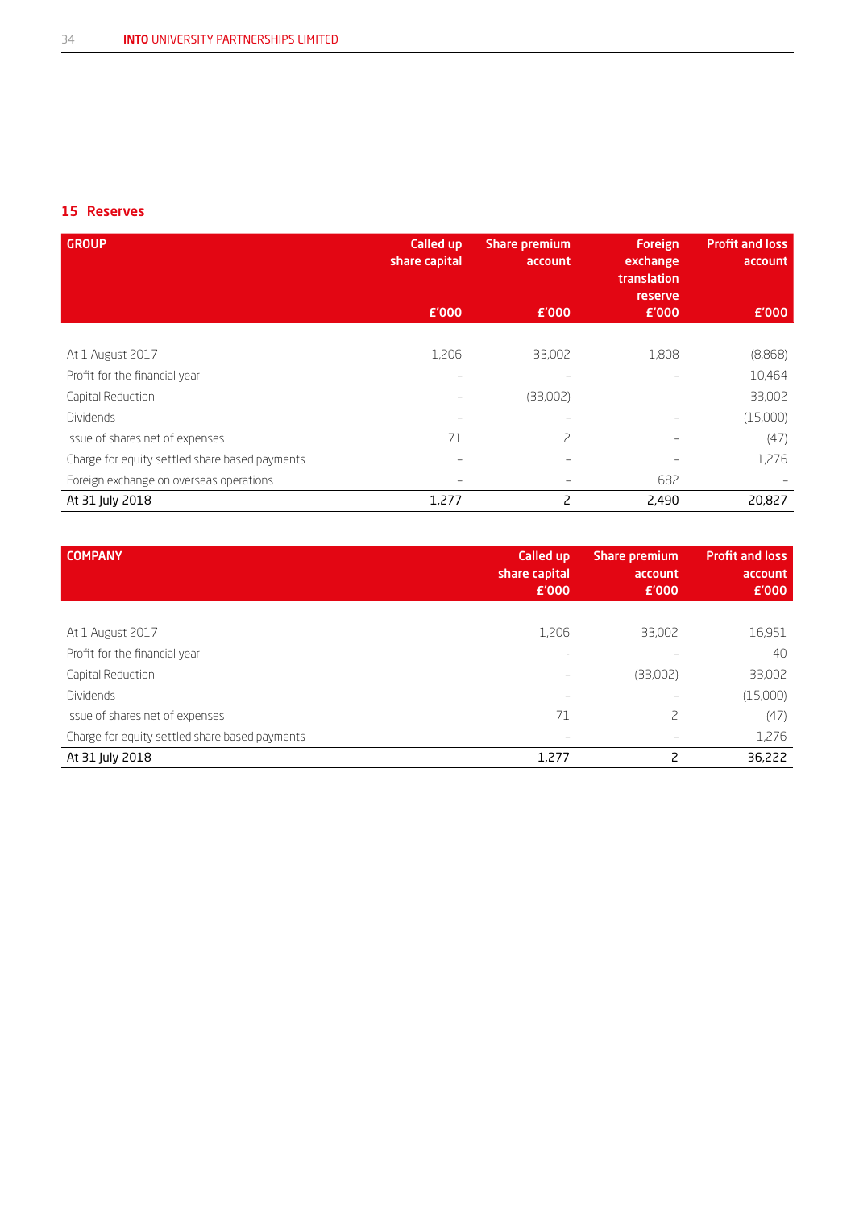## 15 Reserves

| GROUP | Called up share capital £'000 | Share premium account £'000 | Foreign exchange translation reserve £'000 | Profit and loss account £'000 |
|---|---|---|---|---|
| At 1 August 2017 | 1,206 | 33,002 | 1,808 | (8,868) |
| Profit for the financial year | – | – | – | 10,464 |
| Capital Reduction | – | (33,002) | | 33,002 |
| Dividends | – | – | – | (15,000) |
| Issue of shares net of expenses | 71 | 2 | – | (47) |
| Charge for equity settled share based payments | – | – | – | 1,276 |
| Foreign exchange on overseas operations | – | – | 682 | – |
| At 31 July 2018 | 1,277 | 2 | 2,490 | 20,827 |

| COMPANY | Called up share capital £'000 | Share premium account £'000 | Profit and loss account £'000 |
|---|---|---|---|
| At 1 August 2017 | 1,206 | 33,002 | 16,951 |
| Profit for the financial year | - | – | 40 |
| Capital Reduction | – | (33,002) | 33,002 |
| Dividends | – | – | (15,000) |
| Issue of shares net of expenses | 71 | 2 | (47) |
| Charge for equity settled share based payments | – | – | 1,276 |
| At 31 July 2018 | 1,277 | 2 | 36,222 |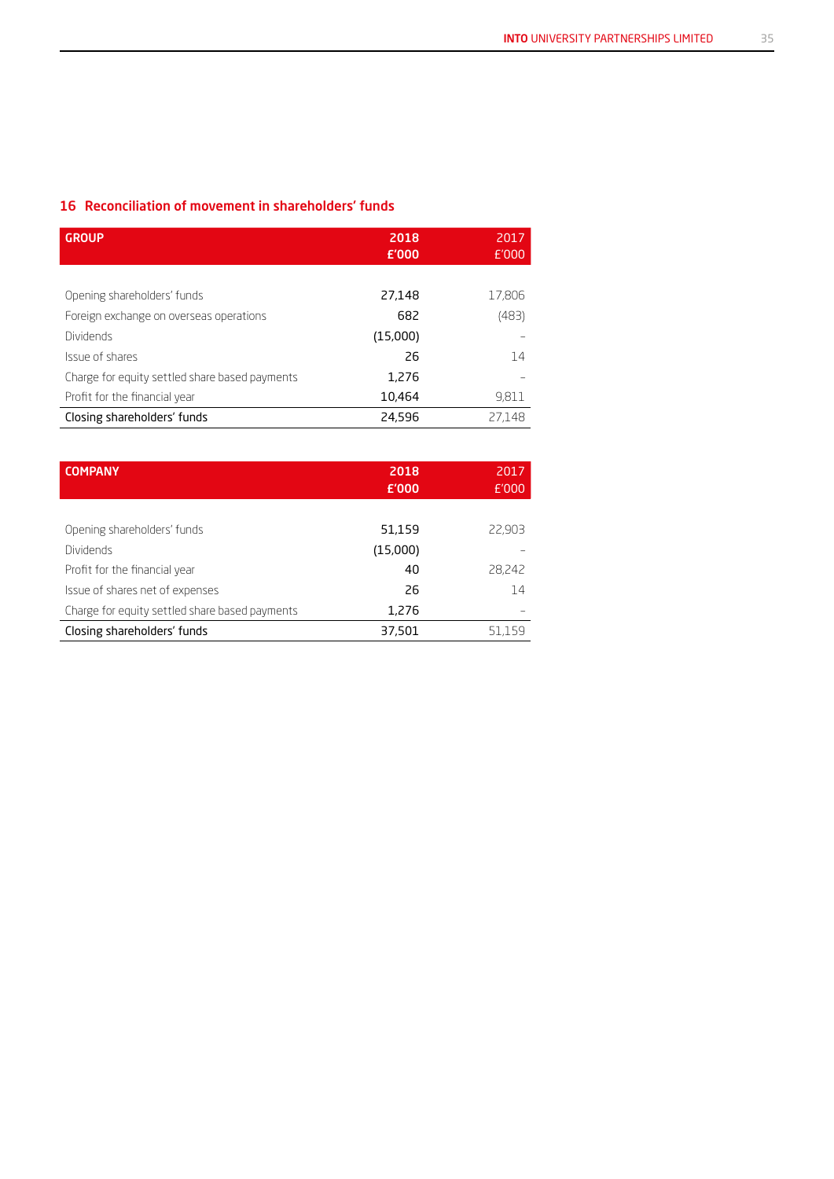## 16 Reconciliation of movement in shareholders' funds

| GROUP | 2018 £'000 | 2017 £'000 |
|---|---|---|
| Opening shareholders' funds | 27,148 | 17,806 |
| Foreign exchange on overseas operations | 682 | (483) |
| Dividends | (15,000) | – |
| Issue of shares | 26 | 14 |
| Charge for equity settled share based payments | 1,276 | – |
| Profit for the financial year | 10,464 | 9,811 |
| Closing shareholders' funds | 24,596 | 27,148 |

| COMPANY | 2018 £'000 | 2017 £'000 |
|---|---|---|
| Opening shareholders' funds | 51,159 | 22,903 |
| Dividends | (15,000) | – |
| Profit for the financial year | 40 | 28,242 |
| Issue of shares net of expenses | 26 | 14 |
| Charge for equity settled share based payments | 1,276 | – |
| Closing shareholders' funds | 37,501 | 51,159 |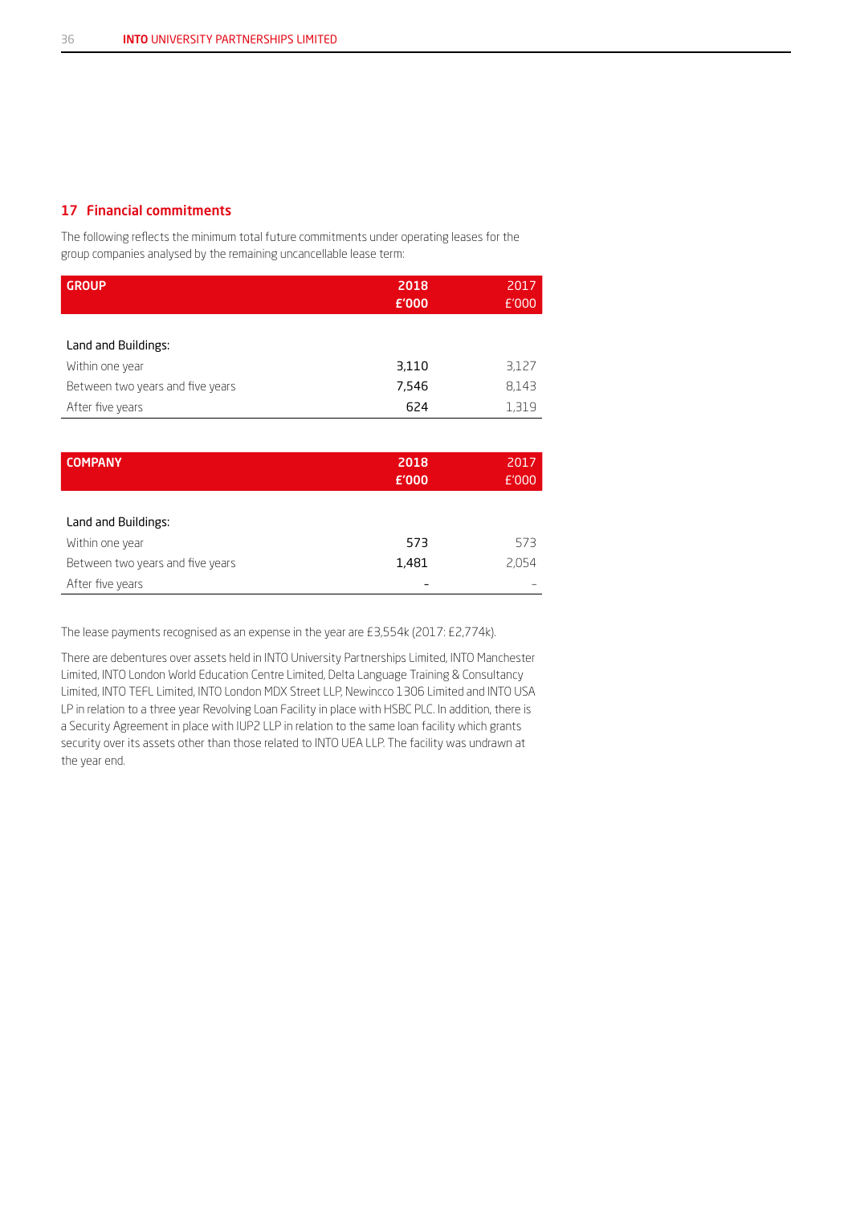## 17 Financial commitments

The following reflects the minimum total future commitments under operating leases for the group companies analysed by the remaining uncancellable lease term:

| GROUP | 2018 £'000 | 2017 £'000 |
|---|---|---|
| Land and Buildings: | | |
| Within one year | 3,110 | 3,127 |
| Between two years and five years | 7,546 | 8,143 |
| After five years | 624 | 1,319 |

| COMPANY | 2018 £'000 | 2017 £'000 |
|---|---|---|
| Land and Buildings: | | |
| Within one year | 573 | 573 |
| Between two years and five years | 1,481 | 2,054 |
| After five years | - | - |

The lease payments recognised as an expense in the year are £3,554k (2017: £2,774k).

There are debentures over assets held in INTO University Partnerships Limited, INTO Manchester Limited, INTO London World Education Centre Limited, Delta Language Training & Consultancy Limited, INTO TEFL Limited, INTO London MDX Street LLP, Newincco 1306 Limited and INTO USA LP in relation to a three year Revolving Loan Facility in place with HSBC PLC. In addition, there is a Security Agreement in place with IUP2 LLP in relation to the same loan facility which grants security over its assets other than those related to INTO UEA LLP. The facility was undrawn at the year end.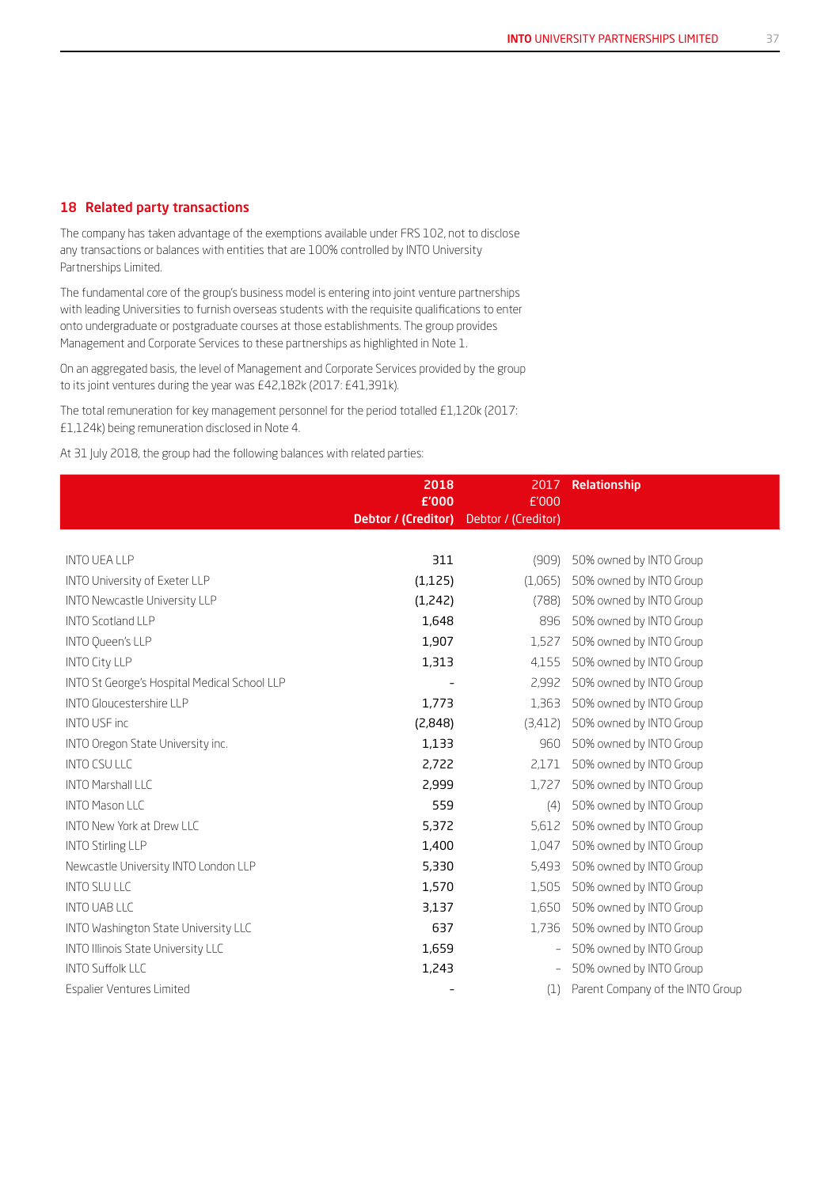## 18 Related party transactions

The company has taken advantage of the exemptions available under FRS 102, not to disclose any transactions or balances with entities that are 100% controlled by INTO University Partnerships Limited.

The fundamental core of the group's business model is entering into joint venture partnerships with leading Universities to furnish overseas students with the requisite qualifications to enter onto undergraduate or postgraduate courses at those establishments. The group provides Management and Corporate Services to these partnerships as highlighted in Note 1.

On an aggregated basis, the level of Management and Corporate Services provided by the group to its joint ventures during the year was £42,182k (2017: £41,391k).

The total remuneration for key management personnel for the period totalled £1,120k (2017: £1,124k) being remuneration disclosed in Note 4.

At 31 July 2018, the group had the following balances with related parties:

| | 2018 £'000 Debtor / (Creditor) | 2017 £'000 Debtor / (Creditor) | Relationship |
|---|---|---|---|
| INTO UEA LLP | 311 | (909) | 50% owned by INTO Group |
| INTO University of Exeter LLP | (1,125) | (1,065) | 50% owned by INTO Group |
| INTO Newcastle University LLP | (1,242) | (788) | 50% owned by INTO Group |
| INTO Scotland LLP | 1,648 | 896 | 50% owned by INTO Group |
| INTO Queen's LLP | 1,907 | 1,527 | 50% owned by INTO Group |
| INTO City LLP | 1,313 | 4,155 | 50% owned by INTO Group |
| INTO St George's Hospital Medical School LLP | - | 2,992 | 50% owned by INTO Group |
| INTO Gloucestershire LLP | 1,773 | 1,363 | 50% owned by INTO Group |
| INTO USF inc | (2,848) | (3,412) | 50% owned by INTO Group |
| INTO Oregon State University inc. | 1,133 | 960 | 50% owned by INTO Group |
| INTO CSU LLC | 2,722 | 2,171 | 50% owned by INTO Group |
| INTO Marshall LLC | 2,999 | 1,727 | 50% owned by INTO Group |
| INTO Mason LLC | 559 | (4) | 50% owned by INTO Group |
| INTO New York at Drew LLC | 5,372 | 5,612 | 50% owned by INTO Group |
| INTO Stirling LLP | 1,400 | 1,047 | 50% owned by INTO Group |
| Newcastle University INTO London LLP | 5,330 | 5,493 | 50% owned by INTO Group |
| INTO SLU LLC | 1,570 | 1,505 | 50% owned by INTO Group |
| INTO UAB LLC | 3,137 | 1,650 | 50% owned by INTO Group |
| INTO Washington State University LLC | 637 | 1,736 | 50% owned by INTO Group |
| INTO Illinois State University LLC | 1,659 | - | 50% owned by INTO Group |
| INTO Suffolk LLC | 1,243 | - | 50% owned by INTO Group |
| Espalier Ventures Limited | - | (1) | Parent Company of the INTO Group |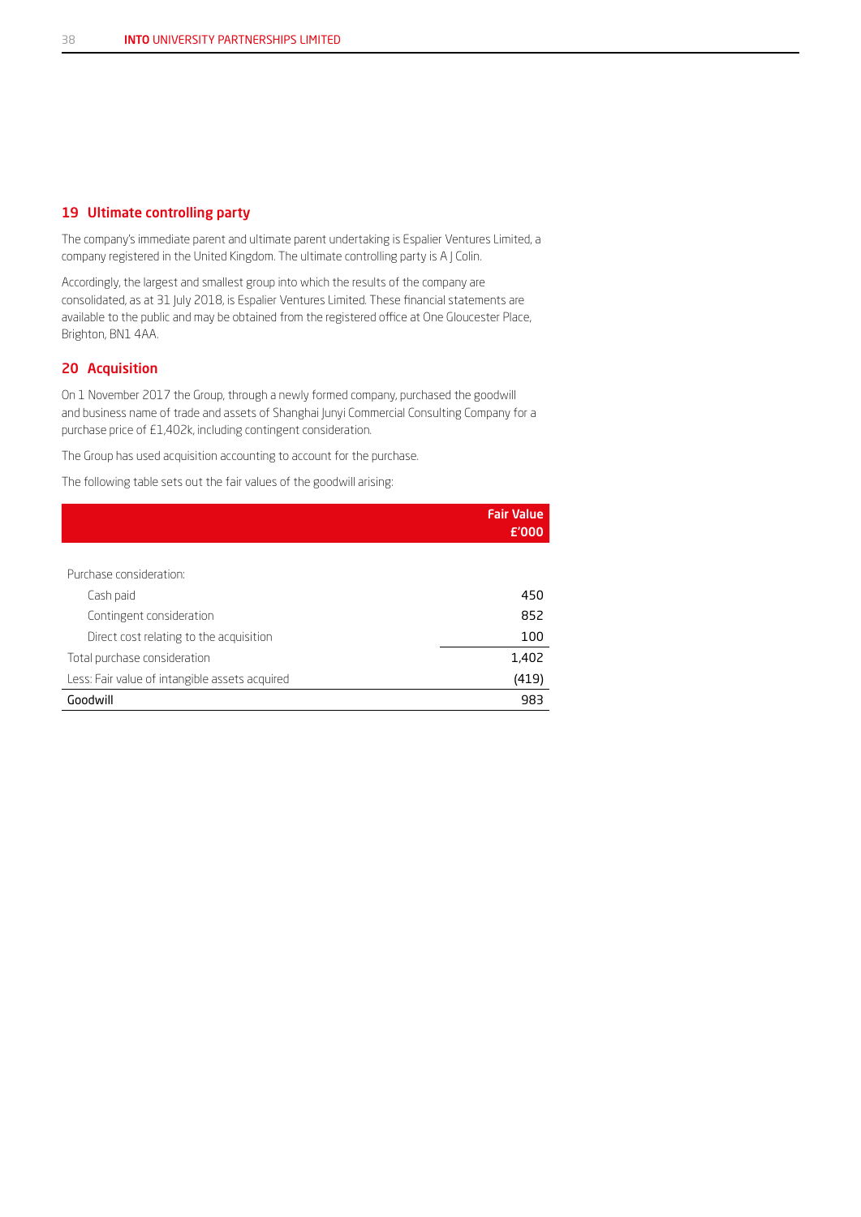## 19 Ultimate controlling party

The company's immediate parent and ultimate parent undertaking is Espalier Ventures Limited, a company registered in the United Kingdom. The ultimate controlling party is A J Colin.

Accordingly, the largest and smallest group into which the results of the company are consolidated, as at 31 July 2018, is Espalier Ventures Limited. These financial statements are available to the public and may be obtained from the registered office at One Gloucester Place, Brighton, BN1 4AA.

## 20 Acquisition

On 1 November 2017 the Group, through a newly formed company, purchased the goodwill and business name of trade and assets of Shanghai Junyi Commercial Consulting Company for a purchase price of £1,402k, including contingent consideration.

The Group has used acquisition accounting to account for the purchase.

The following table sets out the fair values of the goodwill arising:

| | Fair Value £'000 |
|---|---|
| Purchase consideration: | |
| Cash paid | 450 |
| Contingent consideration | 852 |
| Direct cost relating to the acquisition | 100 |
| Total purchase consideration | 1,402 |
| Less: Fair value of intangible assets acquired | (419) |
| Goodwill | 983 |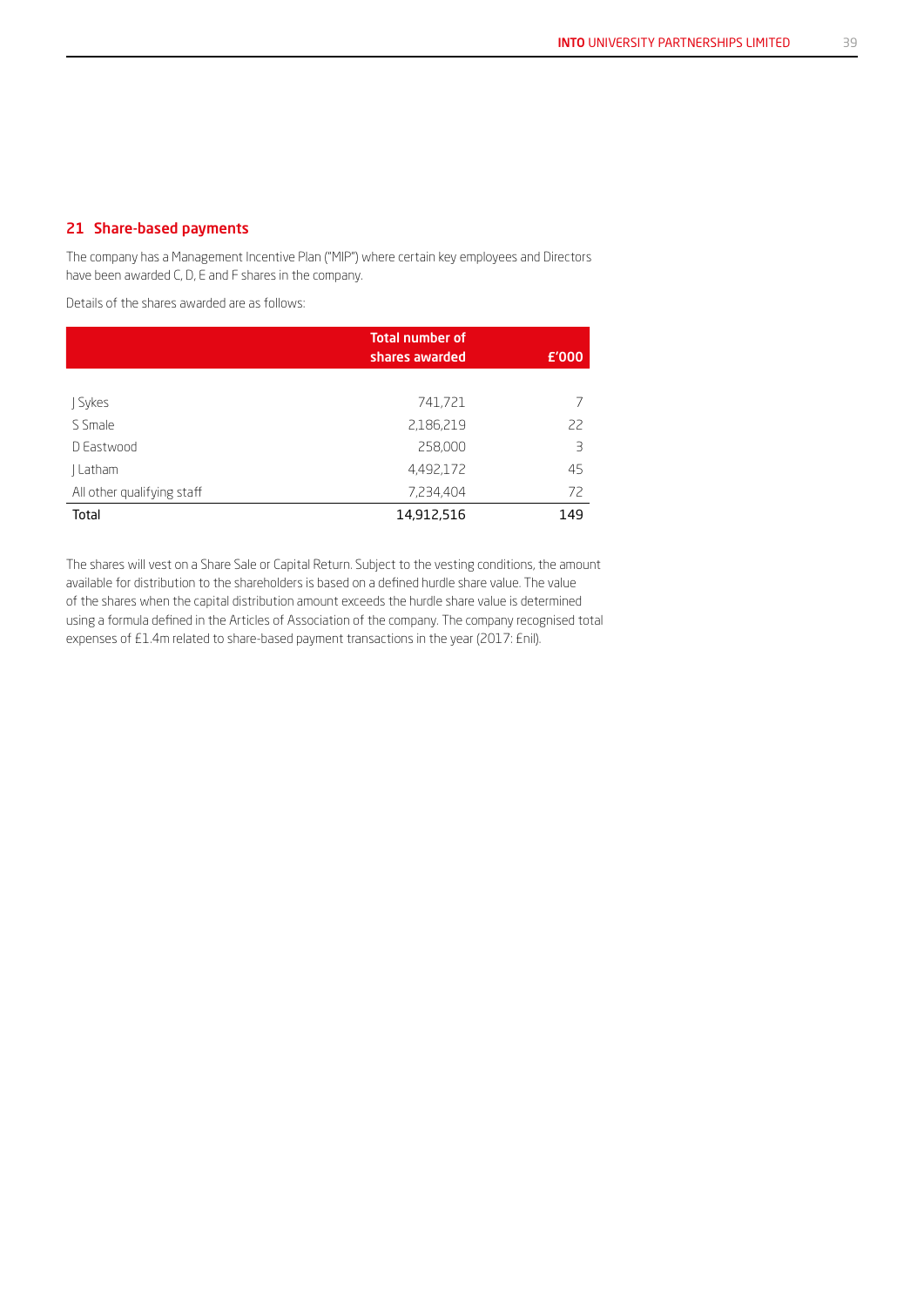## 21 Share-based payments

The company has a Management Incentive Plan ("MIP") where certain key employees and Directors have been awarded C, D, E and F shares in the company.

Details of the shares awarded are as follows:

| | Total number of shares awarded | £'000 |
|---|---|---|
| J Sykes | 741,721 | 7 |
| S Smale | 2,186,219 | 22 |
| D Eastwood | 258,000 | 3 |
| J Latham | 4,492,172 | 45 |
| All other qualifying staff | 7,234,404 | 72 |
| Total | 14,912,516 | 149 |

The shares will vest on a Share Sale or Capital Return. Subject to the vesting conditions, the amount available for distribution to the shareholders is based on a defined hurdle share value. The value of the shares when the capital distribution amount exceeds the hurdle share value is determined using a formula defined in the Articles of Association of the company. The company recognised total expenses of £1.4m related to share-based payment transactions in the year (2017: £nil).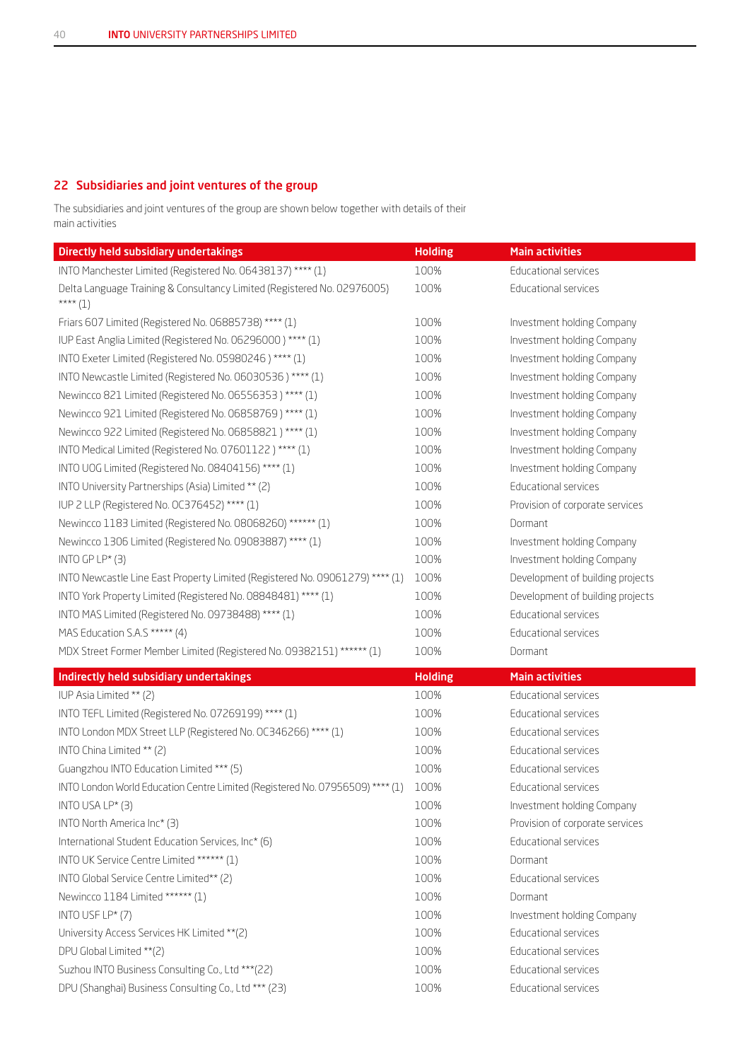## 22 Subsidiaries and joint ventures of the group

The subsidiaries and joint ventures of the group are shown below together with details of their main activities

| Directly held subsidiary undertakings | Holding | Main activities |
|---|---|---|
| INTO Manchester Limited (Registered No. 06438137) **** (1) | 100% | Educational services |
| Delta Language Training & Consultancy Limited (Registered No. 02976005) **** (1) | 100% | Educational services |
| Friars 607 Limited (Registered No. 06885738) **** (1) | 100% | Investment holding Company |
| IUP East Anglia Limited (Registered No. 06296000 ) **** (1) | 100% | Investment holding Company |
| INTO Exeter Limited (Registered No. 05980246 ) **** (1) | 100% | Investment holding Company |
| INTO Newcastle Limited (Registered No. 06030536 ) **** (1) | 100% | Investment holding Company |
| Newincco 821 Limited (Registered No. 06556353 ) **** (1) | 100% | Investment holding Company |
| Newincco 921 Limited (Registered No. 06858769 ) **** (1) | 100% | Investment holding Company |
| Newincco 922 Limited (Registered No. 06858821 ) **** (1) | 100% | Investment holding Company |
| INTO Medical Limited (Registered No. 07601122 ) **** (1) | 100% | Investment holding Company |
| INTO UOG Limited (Registered No. 08404156) **** (1) | 100% | Investment holding Company |
| INTO University Partnerships (Asia) Limited ** (2) | 100% | Educational services |
| IUP 2 LLP (Registered No. OC376452) **** (1) | 100% | Provision of corporate services |
| Newincco 1183 Limited (Registered No. 08068260) ****** (1) | 100% | Dormant |
| Newincco 1306 Limited (Registered No. 09083887) **** (1) | 100% | Investment holding Company |
| INTO GP LP* (3) | 100% | Investment holding Company |
| INTO Newcastle Line East Property Limited (Registered No. 09061279) **** (1) | 100% | Development of building projects |
| INTO York Property Limited (Registered No. 08848481) **** (1) | 100% | Development of building projects |
| INTO MAS Limited (Registered No. 09738488) **** (1) | 100% | Educational services |
| MAS Education S.A.S ***** (4) | 100% | Educational services |
| MDX Street Former Member Limited (Registered No. 09382151) ****** (1) | 100% | Dormant |
| **Indirectly held subsidiary undertakings** | **Holding** | **Main activities** |
| IUP Asia Limited ** (2) | 100% | Educational services |
| INTO TEFL Limited (Registered No. 07269199) **** (1) | 100% | Educational services |
| INTO London MDX Street LLP (Registered No. OC346266) **** (1) | 100% | Educational services |
| INTO China Limited ** (2) | 100% | Educational services |
| Guangzhou INTO Education Limited *** (5) | 100% | Educational services |
| INTO London World Education Centre Limited (Registered No. 07956509) **** (1) | 100% | Educational services |
| INTO USA LP* (3) | 100% | Investment holding Company |
| INTO North America Inc* (3) | 100% | Provision of corporate services |
| International Student Education Services, Inc* (6) | 100% | Educational services |
| INTO UK Service Centre Limited ****** (1) | 100% | Dormant |
| INTO Global Service Centre Limited** (2) | 100% | Educational services |
| Newincco 1184 Limited ****** (1) | 100% | Dormant |
| INTO USF LP* (7) | 100% | Investment holding Company |
| University Access Services HK Limited **(2) | 100% | Educational services |
| DPU Global Limited **(2) | 100% | Educational services |
| Suzhou INTO Business Consulting Co., Ltd ***(22) | 100% | Educational services |
| DPU (Shanghai) Business Consulting Co., Ltd *** (23) | 100% | Educational services |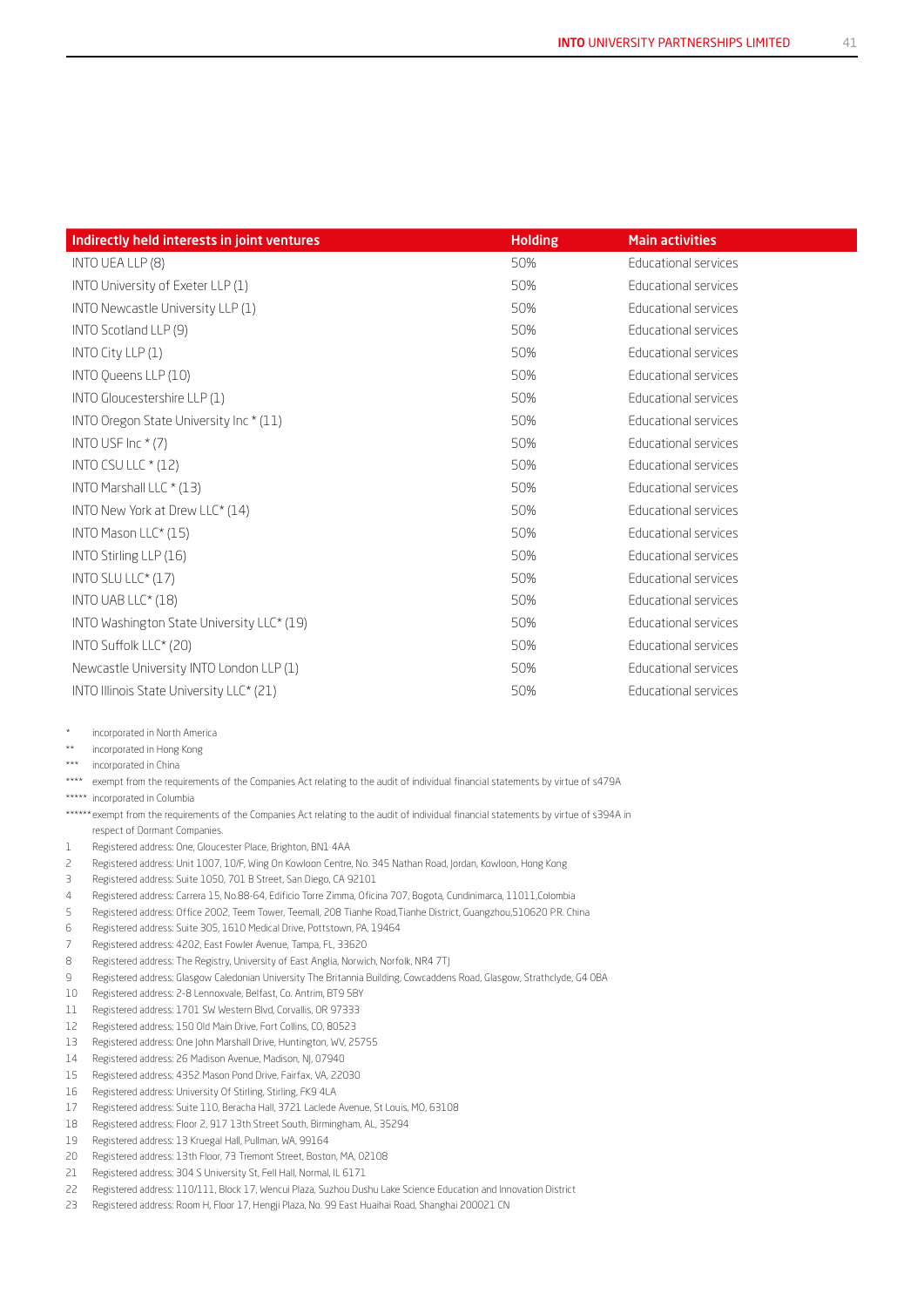| Indirectly held interests in joint ventures | Holding | Main activities |
| --- | --- | --- |
| INTO UEA LLP (8) | 50% | Educational services |
| INTO University of Exeter LLP (1) | 50% | Educational services |
| INTO Newcastle University LLP (1) | 50% | Educational services |
| INTO Scotland LLP (9) | 50% | Educational services |
| INTO City LLP (1) | 50% | Educational services |
| INTO Queens LLP (10) | 50% | Educational services |
| INTO Gloucestershire LLP (1) | 50% | Educational services |
| INTO Oregon State University Inc * (11) | 50% | Educational services |
| INTO USF Inc * (7) | 50% | Educational services |
| INTO CSU LLC * (12) | 50% | Educational services |
| INTO Marshall LLC * (13) | 50% | Educational services |
| INTO New York at Drew LLC* (14) | 50% | Educational services |
| INTO Mason LLC* (15) | 50% | Educational services |
| INTO Stirling LLP (16) | 50% | Educational services |
| INTO SLU LLC* (17) | 50% | Educational services |
| INTO UAB LLC* (18) | 50% | Educational services |
| INTO Washington State University LLC* (19) | 50% | Educational services |
| INTO Suffolk LLC* (20) | 50% | Educational services |
| Newcastle University INTO London LLP (1) | 50% | Educational services |
| INTO Illinois State University LLC* (21) | 50% | Educational services |

\* incorporated in North America

\** incorporated in Hong Kong

\*** incorporated in China

\**** exempt from the requirements of the Companies Act relating to the audit of individual financial statements by virtue of s479A

\***** incorporated in Columbia

\****** exempt from the requirements of the Companies Act relating to the audit of individual financial statements by virtue of s394A in respect of Dormant Companies.

1 Registered address: One, Gloucester Place, Brighton, BN1 4AA
2 Registered address: Unit 1007, 10/F, Wing On Kowloon Centre, No. 345 Nathan Road, Jordan, Kowloon, Hong Kong
3 Registered address: Suite 1050, 701 B Street, San Diego, CA 92101
4 Registered address: Carrera 15, No.88-64, Edificio Torre Zimma, Oficina 707, Bogota, Cundinimarca, 11011,Colombia
5 Registered address: Office 2002, Teem Tower, Teemall, 208 Tianhe Road,Tianhe District, Guangzhou,510620 P.R. China
6 Registered address: Suite 305, 1610 Medical Drive, Pottstown, PA, 19464
7 Registered address: 4202, East Fowler Avenue, Tampa, FL, 33620
8 Registered address: The Registry, University of East Anglia, Norwich, Norfolk, NR4 7TJ
9 Registered address: Glasgow Caledonian University The Britannia Building, Cowcaddens Road, Glasgow, Strathclyde, G4 0BA
10 Registered address: 2-8 Lennoxvale, Belfast, Co. Antrim, BT9 5BY
11 Registered address: 1701 SW Western Blvd, Corvallis, OR 97333
12 Registered address: 150 Old Main Drive, Fort Collins, CO, 80523
13 Registered address: One John Marshall Drive, Huntington, WV, 25755
14 Registered address: 26 Madison Avenue, Madison, NJ, 07940
15 Registered address: 4352 Mason Pond Drive, Fairfax, VA, 22030
16 Registered address: University Of Stirling, Stirling, FK9 4LA
17 Registered address: Suite 110, Beracha Hall, 3721 Laclede Avenue, St Louis, MO, 63108
18 Registered address: Floor 2, 917 13th Street South, Birmingham, AL, 35294
19 Registered address: 13 Kruegal Hall, Pullman, WA, 99164
20 Registered address: 13th Floor, 73 Tremont Street, Boston, MA, 02108
21 Registered address: 304 S University St, Fell Hall, Normal, IL 6171
22 Registered address: 110/111, Block 17, Wencui Plaza, Suzhou Dushu Lake Science Education and Innovation District
23 Registered address: Room H, Floor 17, Hengji Plaza, No. 99 East Huaihai Road, Shanghai 200021 CN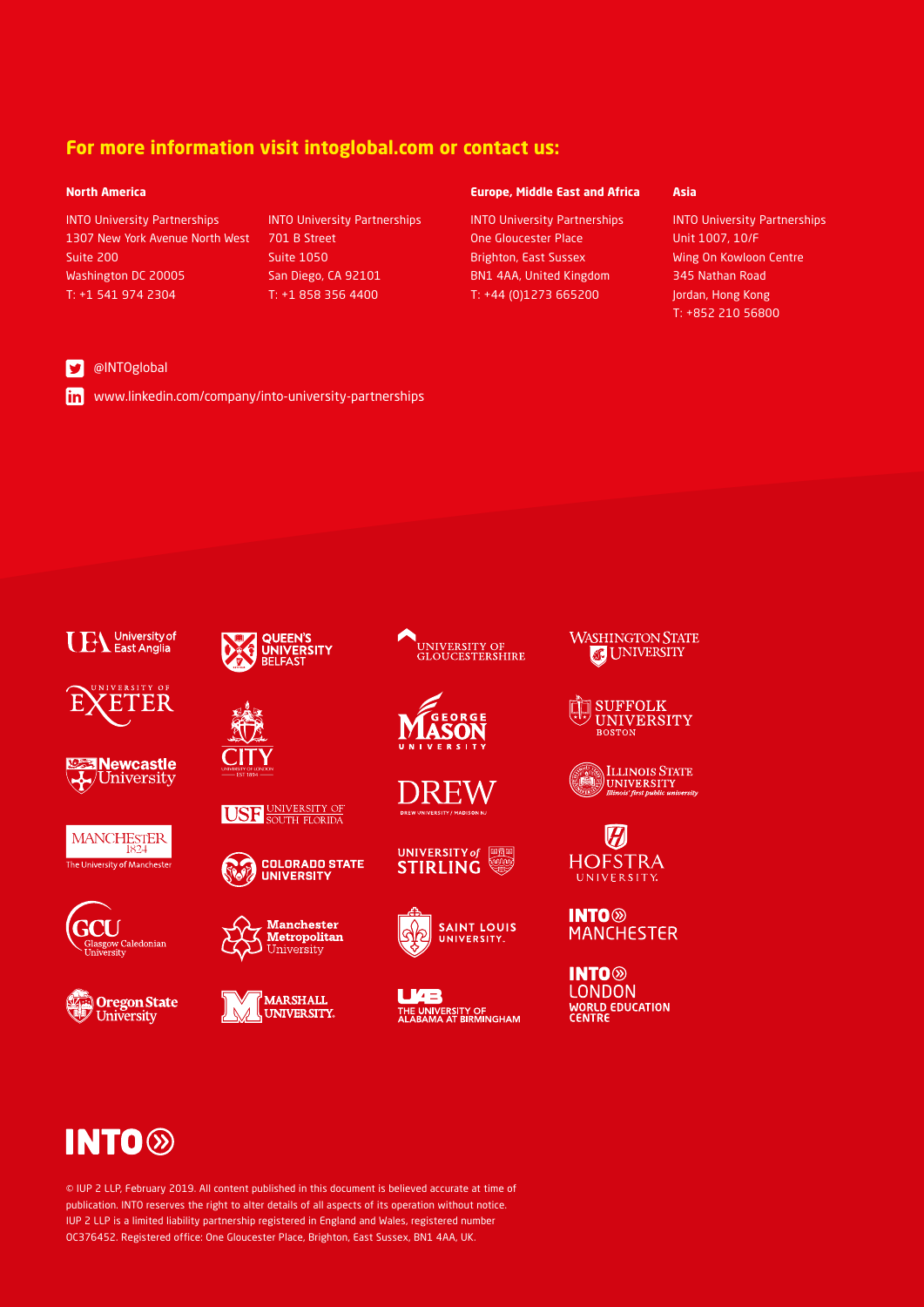## For more information visit intoglobal.com or contact us:

**North America**

INTO University Partnerships
1307 New York Avenue North West
Suite 200
Washington DC 20005
T: +1 541 974 2304

INTO University Partnerships
701 B Street
Suite 1050
San Diego, CA 92101
T: +1 858 356 4400

**Europe, Middle East and Africa**

INTO University Partnerships
One Gloucester Place
Brighton, East Sussex
BN1 4AA, United Kingdom
T: +44 (0)1273 665200

**Asia**

INTO University Partnerships
Unit 1007, 10/F
Wing On Kowloon Centre
345 Nathan Road
Jordan, Hong Kong
T: +852 210 56800

@INTOglobal

www.linkedin.com/company/into-university-partnerships

University of East Anglia
University of Exeter
Newcastle University
The University of Manchester
Glasgow Caledonian University
Oregon State University
Queen's University Belfast
City, University of London
University of South Florida
Colorado State University
Manchester Metropolitan University
Marshall University
University of Gloucestershire
George Mason University
Drew University
University of Stirling
Saint Louis University
The University of Alabama at Birmingham
Washington State University
Suffolk University Boston
Illinois State University
Hofstra University
INTO Manchester
INTO London World Education Centre

INTO

© IUP 2 LLP, February 2019. All content published in this document is believed accurate at time of publication. INTO reserves the right to alter details of all aspects of its operation without notice. IUP 2 LLP is a limited liability partnership registered in England and Wales, registered number OC376452. Registered office: One Gloucester Place, Brighton, East Sussex, BN1 4AA, UK.